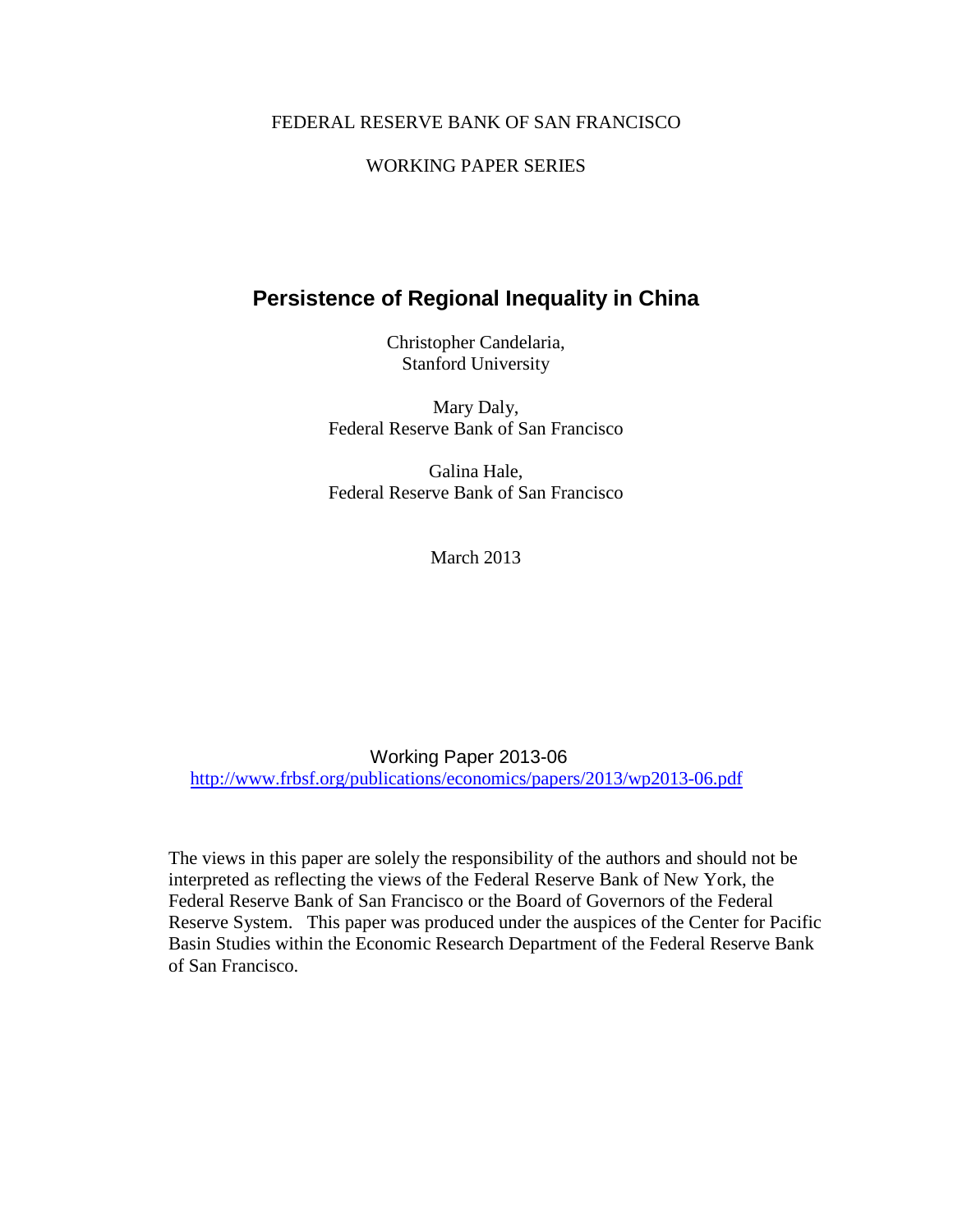FEDERAL RESERVE BANK OF SAN FRANCISCO

WORKING PAPER SERIES

# Persistence of Regional Inequality in China

Christopher Candelaria,
Stanford University

Mary Daly,
Federal Reserve Bank of San Francisco

Galina Hale,
Federal Reserve Bank of San Francisco

March 2013

Working Paper 2013-06
http://www.frbsf.org/publications/economics/papers/2013/wp2013-06.pdf

The views in this paper are solely the responsibility of the authors and should not be interpreted as reflecting the views of the Federal Reserve Bank of New York, the Federal Reserve Bank of San Francisco or the Board of Governors of the Federal Reserve System. This paper was produced under the auspices of the Center for Pacific Basin Studies within the Economic Research Department of the Federal Reserve Bank of San Francisco.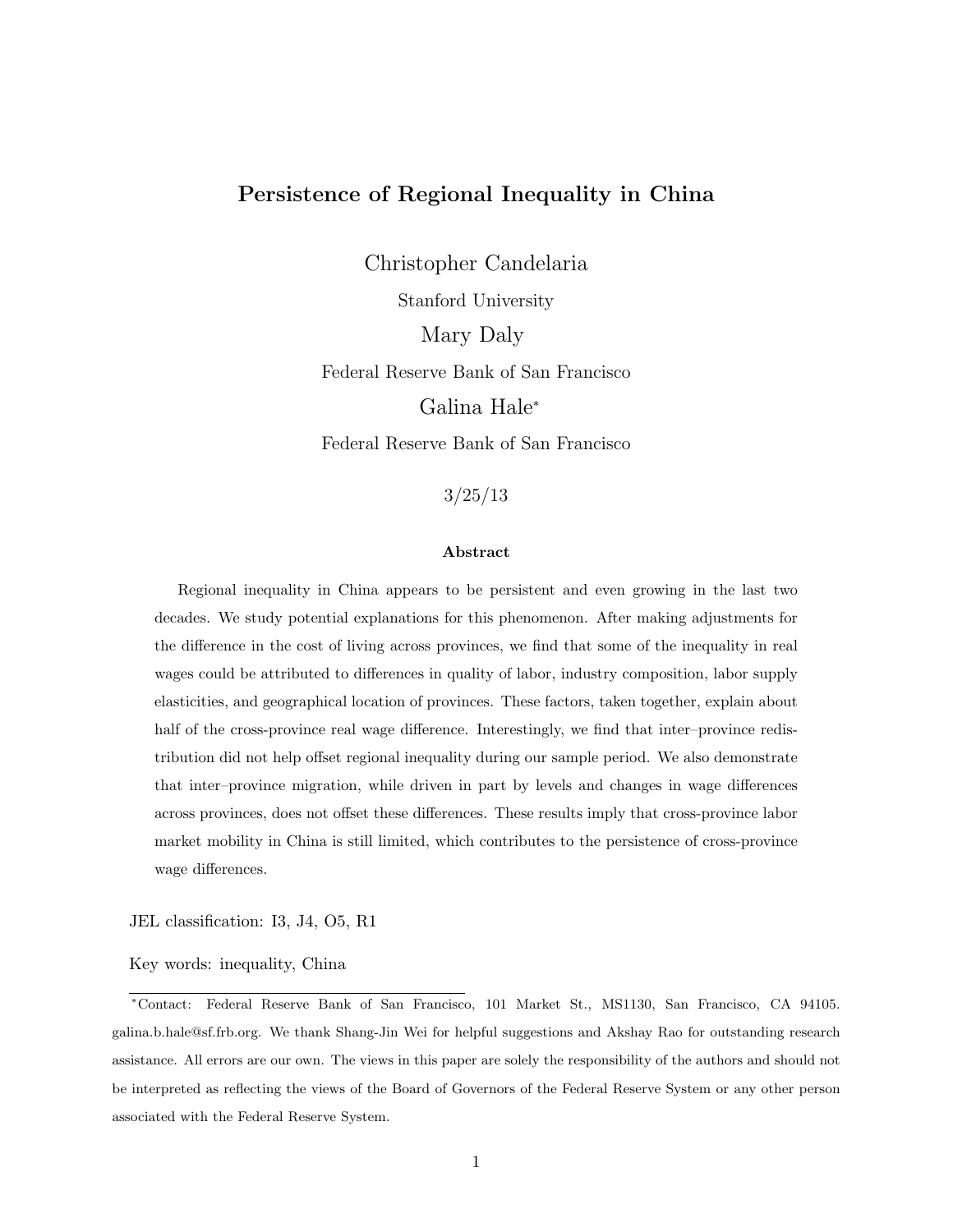# Persistence of Regional Inequality in China

Christopher Candelaria

Stanford University

Mary Daly

Federal Reserve Bank of San Francisco

Galina Hale*

Federal Reserve Bank of San Francisco

3/25/13

### Abstract

Regional inequality in China appears to be persistent and even growing in the last two decades. We study potential explanations for this phenomenon. After making adjustments for the difference in the cost of living across provinces, we find that some of the inequality in real wages could be attributed to differences in quality of labor, industry composition, labor supply elasticities, and geographical location of provinces. These factors, taken together, explain about half of the cross-province real wage difference. Interestingly, we find that inter–province redistribution did not help offset regional inequality during our sample period. We also demonstrate that inter–province migration, while driven in part by levels and changes in wage differences across provinces, does not offset these differences. These results imply that cross-province labor market mobility in China is still limited, which contributes to the persistence of cross-province wage differences.

JEL classification: I3, J4, O5, R1

Key words: inequality, China

*Contact: Federal Reserve Bank of San Francisco, 101 Market St., MS1130, San Francisco, CA 94105. galina.b.hale@sf.frb.org. We thank Shang-Jin Wei for helpful suggestions and Akshay Rao for outstanding research assistance. All errors are our own. The views in this paper are solely the responsibility of the authors and should not be interpreted as reflecting the views of the Board of Governors of the Federal Reserve System or any other person associated with the Federal Reserve System.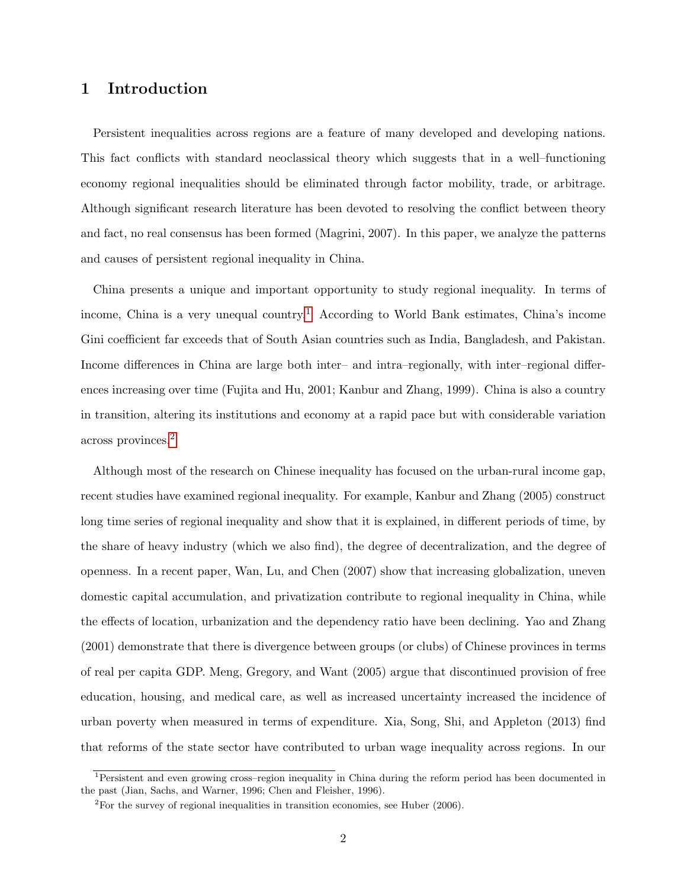# 1 Introduction

Persistent inequalities across regions are a feature of many developed and developing nations. This fact conflicts with standard neoclassical theory which suggests that in a well–functioning economy regional inequalities should be eliminated through factor mobility, trade, or arbitrage. Although significant research literature has been devoted to resolving the conflict between theory and fact, no real consensus has been formed (Magrini, 2007). In this paper, we analyze the patterns and causes of persistent regional inequality in China.

China presents a unique and important opportunity to study regional inequality. In terms of income, China is a very unequal country.[1] According to World Bank estimates, China's income Gini coefficient far exceeds that of South Asian countries such as India, Bangladesh, and Pakistan. Income differences in China are large both inter– and intra–regionally, with inter–regional differences increasing over time (Fujita and Hu, 2001; Kanbur and Zhang, 1999). China is also a country in transition, altering its institutions and economy at a rapid pace but with considerable variation across provinces.[2]

Although most of the research on Chinese inequality has focused on the urban-rural income gap, recent studies have examined regional inequality. For example, Kanbur and Zhang (2005) construct long time series of regional inequality and show that it is explained, in different periods of time, by the share of heavy industry (which we also find), the degree of decentralization, and the degree of openness. In a recent paper, Wan, Lu, and Chen (2007) show that increasing globalization, uneven domestic capital accumulation, and privatization contribute to regional inequality in China, while the effects of location, urbanization and the dependency ratio have been declining. Yao and Zhang (2001) demonstrate that there is divergence between groups (or clubs) of Chinese provinces in terms of real per capita GDP. Meng, Gregory, and Want (2005) argue that discontinued provision of free education, housing, and medical care, as well as increased uncertainty increased the incidence of urban poverty when measured in terms of expenditure. Xia, Song, Shi, and Appleton (2013) find that reforms of the state sector have contributed to urban wage inequality across regions. In our

[1] Persistent and even growing cross–region inequality in China during the reform period has been documented in the past (Jian, Sachs, and Warner, 1996; Chen and Fleisher, 1996).

[2] For the survey of regional inequalities in transition economies, see Huber (2006).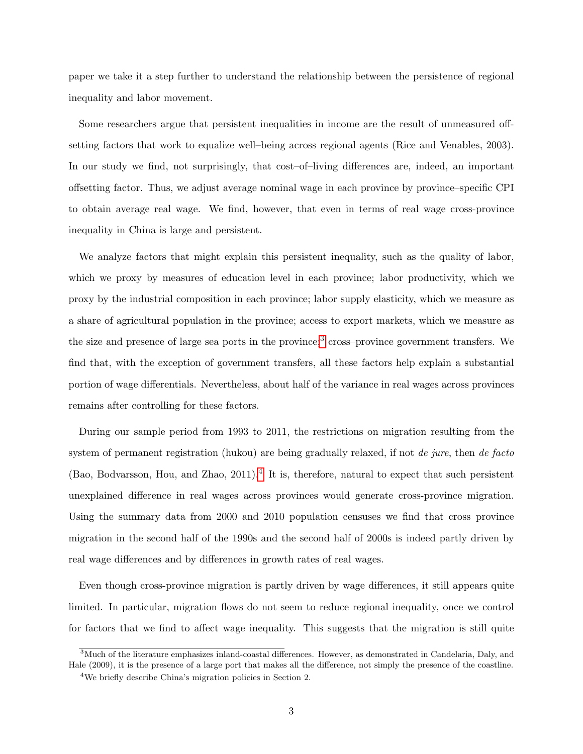paper we take it a step further to understand the relationship between the persistence of regional inequality and labor movement.

Some researchers argue that persistent inequalities in income are the result of unmeasured offsetting factors that work to equalize well–being across regional agents (Rice and Venables, 2003). In our study we find, not surprisingly, that cost–of–living differences are, indeed, an important offsetting factor. Thus, we adjust average nominal wage in each province by province–specific CPI to obtain average real wage. We find, however, that even in terms of real wage cross-province inequality in China is large and persistent.

We analyze factors that might explain this persistent inequality, such as the quality of labor, which we proxy by measures of education level in each province; labor productivity, which we proxy by the industrial composition in each province; labor supply elasticity, which we measure as a share of agricultural population in the province; access to export markets, which we measure as the size and presence of large sea ports in the province;[3] cross–province government transfers. We find that, with the exception of government transfers, all these factors help explain a substantial portion of wage differentials. Nevertheless, about half of the variance in real wages across provinces remains after controlling for these factors.

During our sample period from 1993 to 2011, the restrictions on migration resulting from the system of permanent registration (hukou) are being gradually relaxed, if not *de jure*, then *de facto* (Bao, Bodvarsson, Hou, and Zhao, 2011).[4] It is, therefore, natural to expect that such persistent unexplained difference in real wages across provinces would generate cross-province migration. Using the summary data from 2000 and 2010 population censuses we find that cross–province migration in the second half of the 1990s and the second half of 2000s is indeed partly driven by real wage differences and by differences in growth rates of real wages.

Even though cross-province migration is partly driven by wage differences, it still appears quite limited. In particular, migration flows do not seem to reduce regional inequality, once we control for factors that we find to affect wage inequality. This suggests that the migration is still quite

[3] Much of the literature emphasizes inland-coastal differences. However, as demonstrated in Candelaria, Daly, and Hale (2009), it is the presence of a large port that makes all the difference, not simply the presence of the coastline.

[4] We briefly describe China's migration policies in Section 2.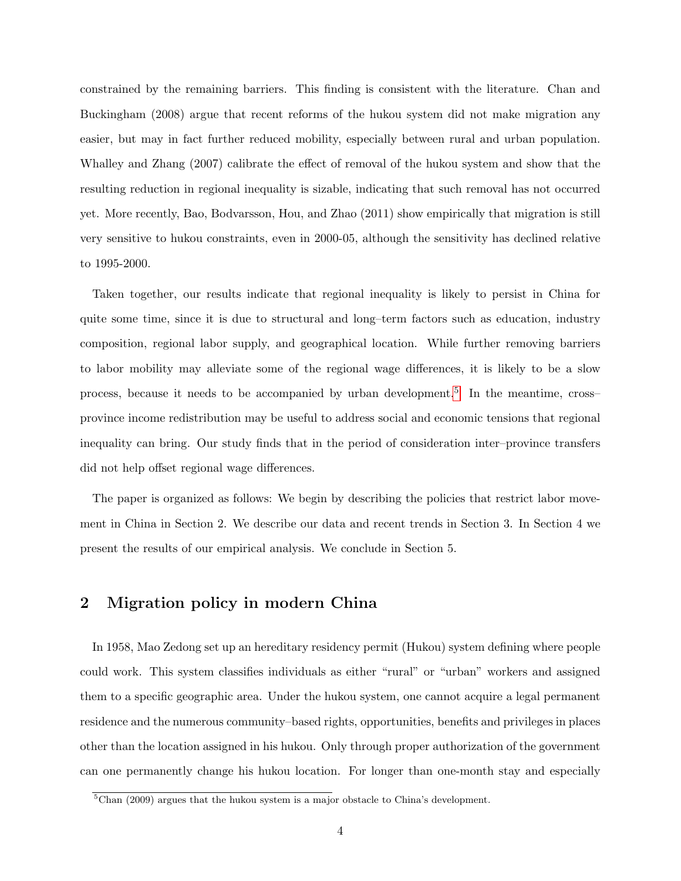constrained by the remaining barriers. This finding is consistent with the literature. Chan and Buckingham (2008) argue that recent reforms of the hukou system did not make migration any easier, but may in fact further reduced mobility, especially between rural and urban population. Whalley and Zhang (2007) calibrate the effect of removal of the hukou system and show that the resulting reduction in regional inequality is sizable, indicating that such removal has not occurred yet. More recently, Bao, Bodvarsson, Hou, and Zhao (2011) show empirically that migration is still very sensitive to hukou constraints, even in 2000-05, although the sensitivity has declined relative to 1995-2000.

Taken together, our results indicate that regional inequality is likely to persist in China for quite some time, since it is due to structural and long–term factors such as education, industry composition, regional labor supply, and geographical location. While further removing barriers to labor mobility may alleviate some of the regional wage differences, it is likely to be a slow process, because it needs to be accompanied by urban development.[5] In the meantime, cross–province income redistribution may be useful to address social and economic tensions that regional inequality can bring. Our study finds that in the period of consideration inter–province transfers did not help offset regional wage differences.

The paper is organized as follows: We begin by describing the policies that restrict labor movement in China in Section 2. We describe our data and recent trends in Section 3. In Section 4 we present the results of our empirical analysis. We conclude in Section 5.

## 2 Migration policy in modern China

In 1958, Mao Zedong set up an hereditary residency permit (Hukou) system defining where people could work. This system classifies individuals as either "rural" or "urban" workers and assigned them to a specific geographic area. Under the hukou system, one cannot acquire a legal permanent residence and the numerous community–based rights, opportunities, benefits and privileges in places other than the location assigned in his hukou. Only through proper authorization of the government can one permanently change his hukou location. For longer than one-month stay and especially

[5] Chan (2009) argues that the hukou system is a major obstacle to China's development.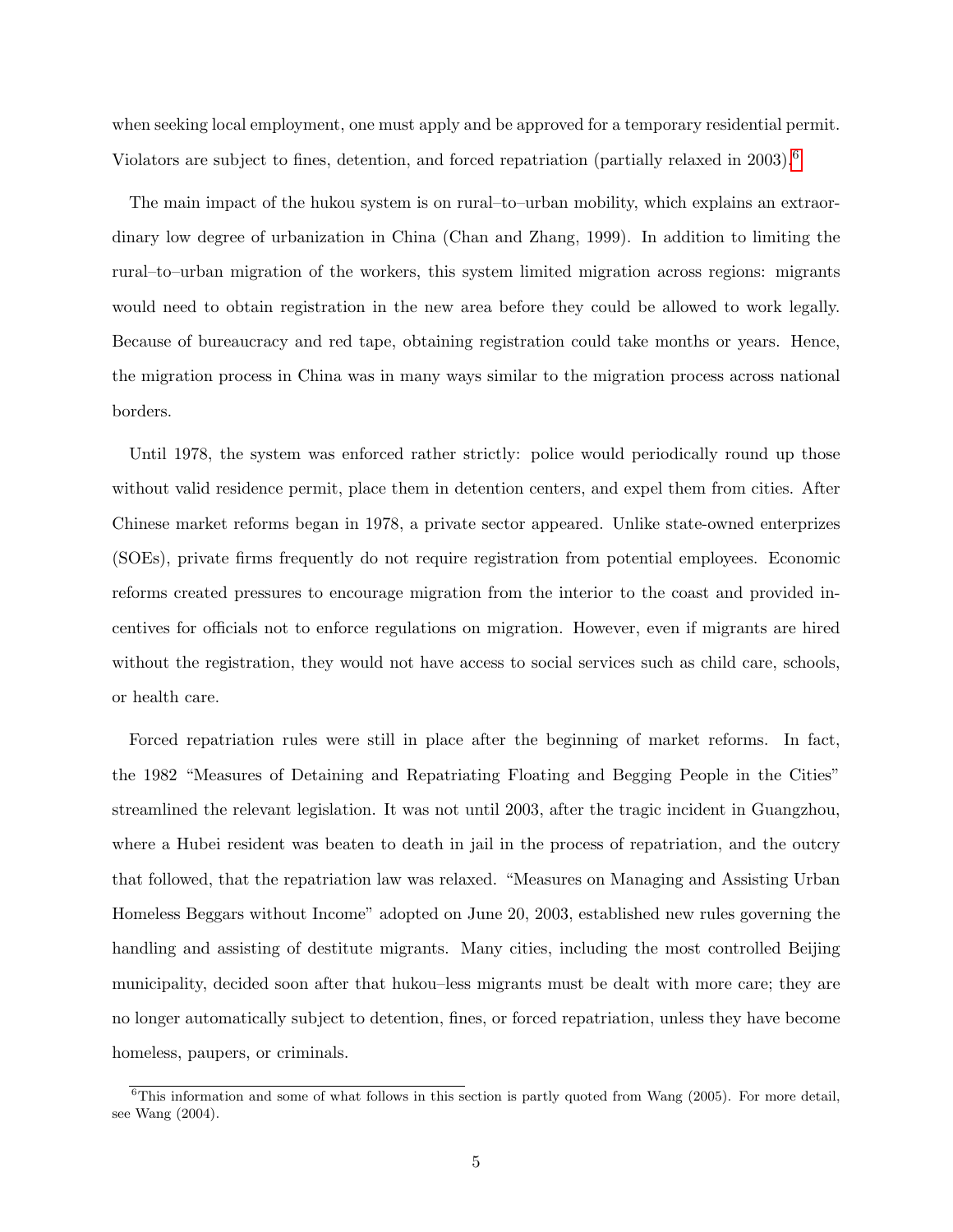when seeking local employment, one must apply and be approved for a temporary residential permit. Violators are subject to fines, detention, and forced repatriation (partially relaxed in 2003).[6]

The main impact of the hukou system is on rural–to–urban mobility, which explains an extraordinary low degree of urbanization in China (Chan and Zhang, 1999). In addition to limiting the rural–to–urban migration of the workers, this system limited migration across regions: migrants would need to obtain registration in the new area before they could be allowed to work legally. Because of bureaucracy and red tape, obtaining registration could take months or years. Hence, the migration process in China was in many ways similar to the migration process across national borders.

Until 1978, the system was enforced rather strictly: police would periodically round up those without valid residence permit, place them in detention centers, and expel them from cities. After Chinese market reforms began in 1978, a private sector appeared. Unlike state-owned enterprizes (SOEs), private firms frequently do not require registration from potential employees. Economic reforms created pressures to encourage migration from the interior to the coast and provided incentives for officials not to enforce regulations on migration. However, even if migrants are hired without the registration, they would not have access to social services such as child care, schools, or health care.

Forced repatriation rules were still in place after the beginning of market reforms. In fact, the 1982 "Measures of Detaining and Repatriating Floating and Begging People in the Cities" streamlined the relevant legislation. It was not until 2003, after the tragic incident in Guangzhou, where a Hubei resident was beaten to death in jail in the process of repatriation, and the outcry that followed, that the repatriation law was relaxed. "Measures on Managing and Assisting Urban Homeless Beggars without Income" adopted on June 20, 2003, established new rules governing the handling and assisting of destitute migrants. Many cities, including the most controlled Beijing municipality, decided soon after that hukou–less migrants must be dealt with more care; they are no longer automatically subject to detention, fines, or forced repatriation, unless they have become homeless, paupers, or criminals.

[6] This information and some of what follows in this section is partly quoted from Wang (2005). For more detail, see Wang (2004).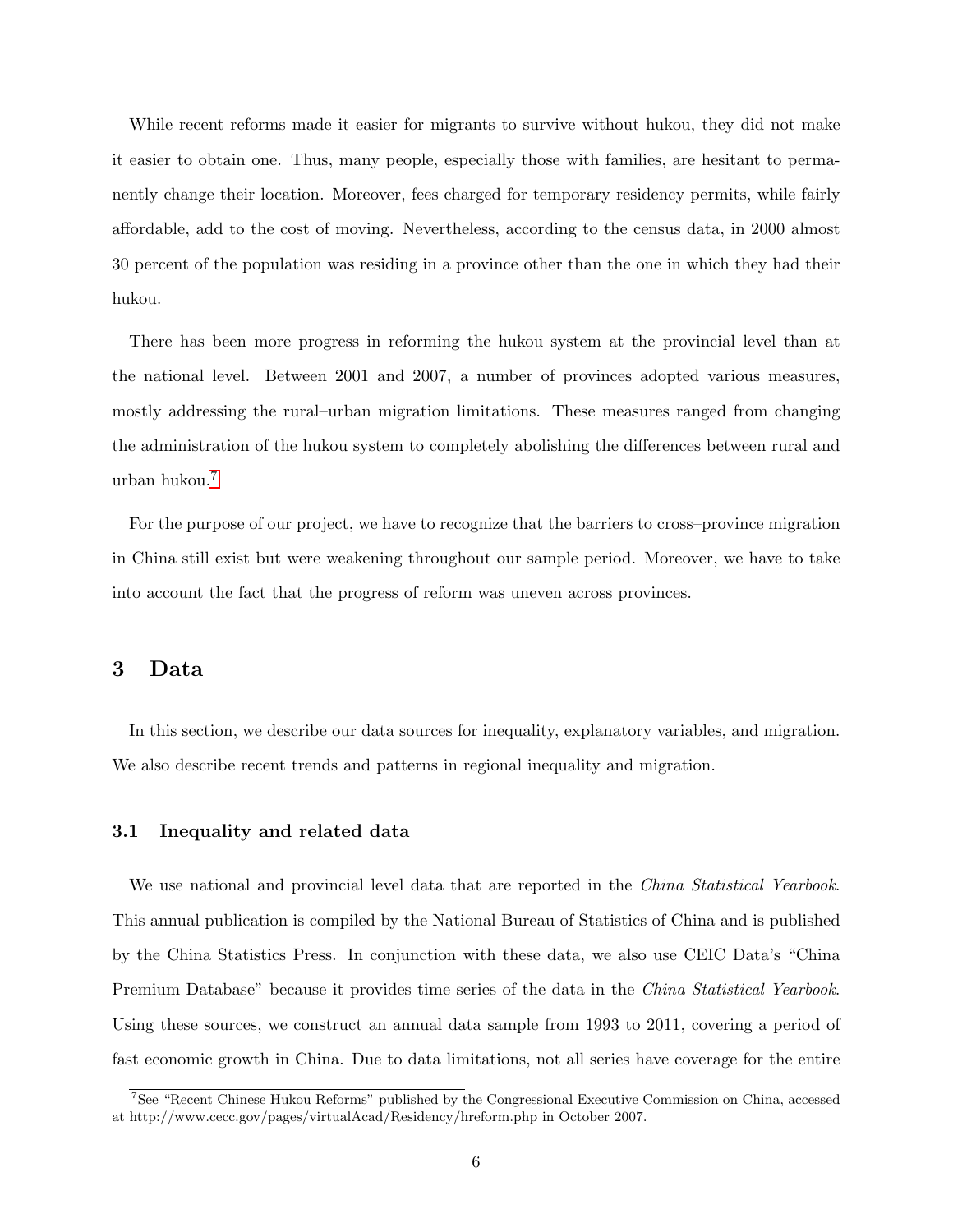While recent reforms made it easier for migrants to survive without hukou, they did not make it easier to obtain one. Thus, many people, especially those with families, are hesitant to permanently change their location. Moreover, fees charged for temporary residency permits, while fairly affordable, add to the cost of moving. Nevertheless, according to the census data, in 2000 almost 30 percent of the population was residing in a province other than the one in which they had their hukou.

There has been more progress in reforming the hukou system at the provincial level than at the national level. Between 2001 and 2007, a number of provinces adopted various measures, mostly addressing the rural–urban migration limitations. These measures ranged from changing the administration of the hukou system to completely abolishing the differences between rural and urban hukou.[7]

For the purpose of our project, we have to recognize that the barriers to cross–province migration in China still exist but were weakening throughout our sample period. Moreover, we have to take into account the fact that the progress of reform was uneven across provinces.

## 3 Data

In this section, we describe our data sources for inequality, explanatory variables, and migration. We also describe recent trends and patterns in regional inequality and migration.

### 3.1 Inequality and related data

We use national and provincial level data that are reported in the *China Statistical Yearbook*. This annual publication is compiled by the National Bureau of Statistics of China and is published by the China Statistics Press. In conjunction with these data, we also use CEIC Data's "China Premium Database" because it provides time series of the data in the *China Statistical Yearbook*. Using these sources, we construct an annual data sample from 1993 to 2011, covering a period of fast economic growth in China. Due to data limitations, not all series have coverage for the entire

[7] See "Recent Chinese Hukou Reforms" published by the Congressional Executive Commission on China, accessed at http://www.cecc.gov/pages/virtualAcad/Residency/hreform.php in October 2007.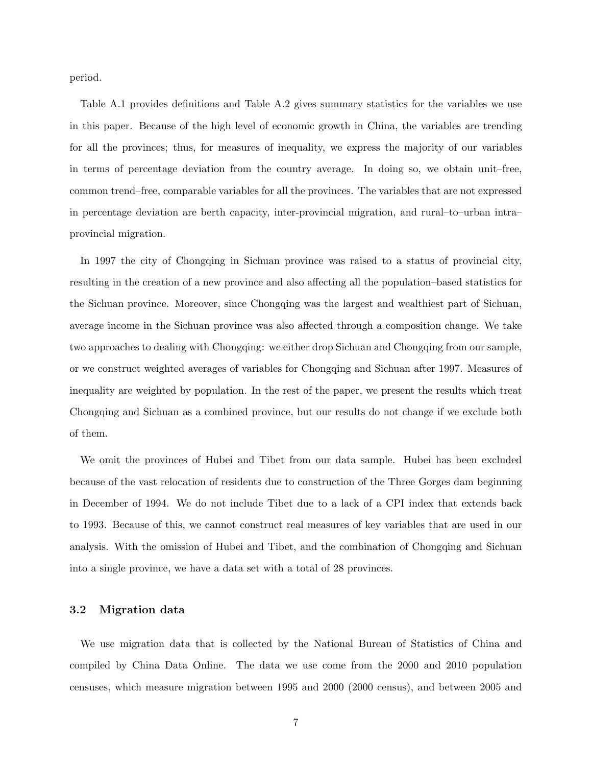period.

Table A.1 provides definitions and Table A.2 gives summary statistics for the variables we use in this paper. Because of the high level of economic growth in China, the variables are trending for all the provinces; thus, for measures of inequality, we express the majority of our variables in terms of percentage deviation from the country average. In doing so, we obtain unit–free, common trend–free, comparable variables for all the provinces. The variables that are not expressed in percentage deviation are berth capacity, inter-provincial migration, and rural–to–urban intra–provincial migration.

In 1997 the city of Chongqing in Sichuan province was raised to a status of provincial city, resulting in the creation of a new province and also affecting all the population–based statistics for the Sichuan province. Moreover, since Chongqing was the largest and wealthiest part of Sichuan, average income in the Sichuan province was also affected through a composition change. We take two approaches to dealing with Chongqing: we either drop Sichuan and Chongqing from our sample, or we construct weighted averages of variables for Chongqing and Sichuan after 1997. Measures of inequality are weighted by population. In the rest of the paper, we present the results which treat Chongqing and Sichuan as a combined province, but our results do not change if we exclude both of them.

We omit the provinces of Hubei and Tibet from our data sample. Hubei has been excluded because of the vast relocation of residents due to construction of the Three Gorges dam beginning in December of 1994. We do not include Tibet due to a lack of a CPI index that extends back to 1993. Because of this, we cannot construct real measures of key variables that are used in our analysis. With the omission of Hubei and Tibet, and the combination of Chongqing and Sichuan into a single province, we have a data set with a total of 28 provinces.

### 3.2 Migration data

We use migration data that is collected by the National Bureau of Statistics of China and compiled by China Data Online. The data we use come from the 2000 and 2010 population censuses, which measure migration between 1995 and 2000 (2000 census), and between 2005 and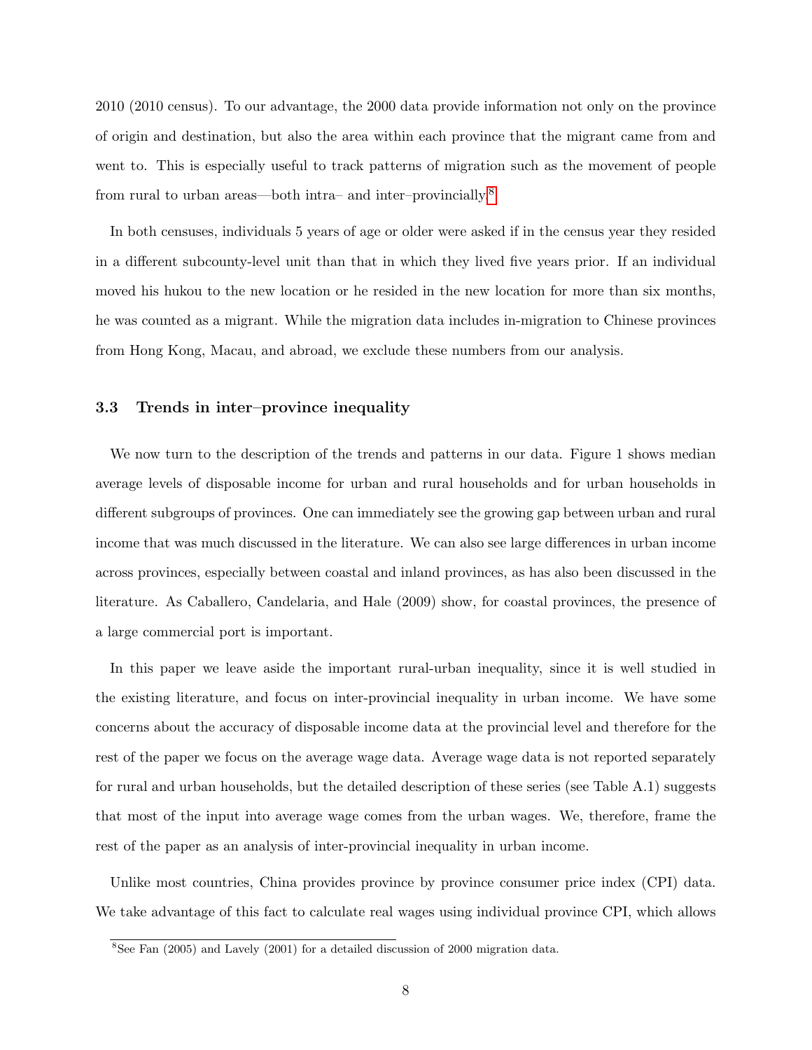2010 (2010 census). To our advantage, the 2000 data provide information not only on the province of origin and destination, but also the area within each province that the migrant came from and went to. This is especially useful to track patterns of migration such as the movement of people from rural to urban areas—both intra– and inter–provincially.[8]

In both censuses, individuals 5 years of age or older were asked if in the census year they resided in a different subcounty-level unit than that in which they lived five years prior. If an individual moved his hukou to the new location or he resided in the new location for more than six months, he was counted as a migrant. While the migration data includes in-migration to Chinese provinces from Hong Kong, Macau, and abroad, we exclude these numbers from our analysis.

### 3.3 Trends in inter–province inequality

We now turn to the description of the trends and patterns in our data. Figure 1 shows median average levels of disposable income for urban and rural households and for urban households in different subgroups of provinces. One can immediately see the growing gap between urban and rural income that was much discussed in the literature. We can also see large differences in urban income across provinces, especially between coastal and inland provinces, as has also been discussed in the literature. As Caballero, Candelaria, and Hale (2009) show, for coastal provinces, the presence of a large commercial port is important.

In this paper we leave aside the important rural-urban inequality, since it is well studied in the existing literature, and focus on inter-provincial inequality in urban income. We have some concerns about the accuracy of disposable income data at the provincial level and therefore for the rest of the paper we focus on the average wage data. Average wage data is not reported separately for rural and urban households, but the detailed description of these series (see Table A.1) suggests that most of the input into average wage comes from the urban wages. We, therefore, frame the rest of the paper as an analysis of inter-provincial inequality in urban income.

Unlike most countries, China provides province by province consumer price index (CPI) data. We take advantage of this fact to calculate real wages using individual province CPI, which allows

[8] See Fan (2005) and Lavely (2001) for a detailed discussion of 2000 migration data.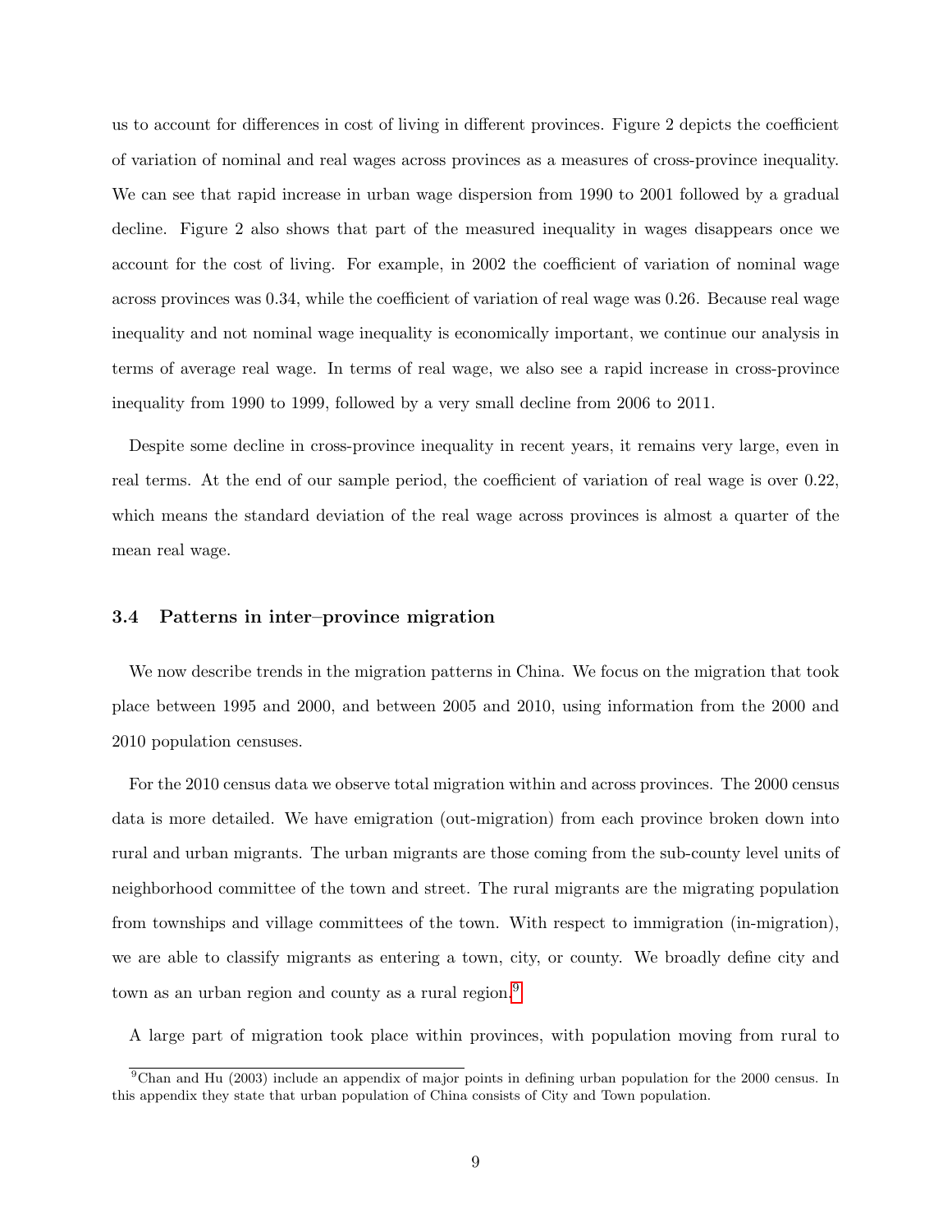us to account for differences in cost of living in different provinces. Figure 2 depicts the coefficient of variation of nominal and real wages across provinces as a measures of cross-province inequality. We can see that rapid increase in urban wage dispersion from 1990 to 2001 followed by a gradual decline. Figure 2 also shows that part of the measured inequality in wages disappears once we account for the cost of living. For example, in 2002 the coefficient of variation of nominal wage across provinces was 0.34, while the coefficient of variation of real wage was 0.26. Because real wage inequality and not nominal wage inequality is economically important, we continue our analysis in terms of average real wage. In terms of real wage, we also see a rapid increase in cross-province inequality from 1990 to 1999, followed by a very small decline from 2006 to 2011.

Despite some decline in cross-province inequality in recent years, it remains very large, even in real terms. At the end of our sample period, the coefficient of variation of real wage is over 0.22, which means the standard deviation of the real wage across provinces is almost a quarter of the mean real wage.

### 3.4 Patterns in inter–province migration

We now describe trends in the migration patterns in China. We focus on the migration that took place between 1995 and 2000, and between 2005 and 2010, using information from the 2000 and 2010 population censuses.

For the 2010 census data we observe total migration within and across provinces. The 2000 census data is more detailed. We have emigration (out-migration) from each province broken down into rural and urban migrants. The urban migrants are those coming from the sub-county level units of neighborhood committee of the town and street. The rural migrants are the migrating population from townships and village committees of the town. With respect to immigration (in-migration), we are able to classify migrants as entering a town, city, or county. We broadly define city and town as an urban region and county as a rural region.[9]

A large part of migration took place within provinces, with population moving from rural to

[9] Chan and Hu (2003) include an appendix of major points in defining urban population for the 2000 census. In this appendix they state that urban population of China consists of City and Town population.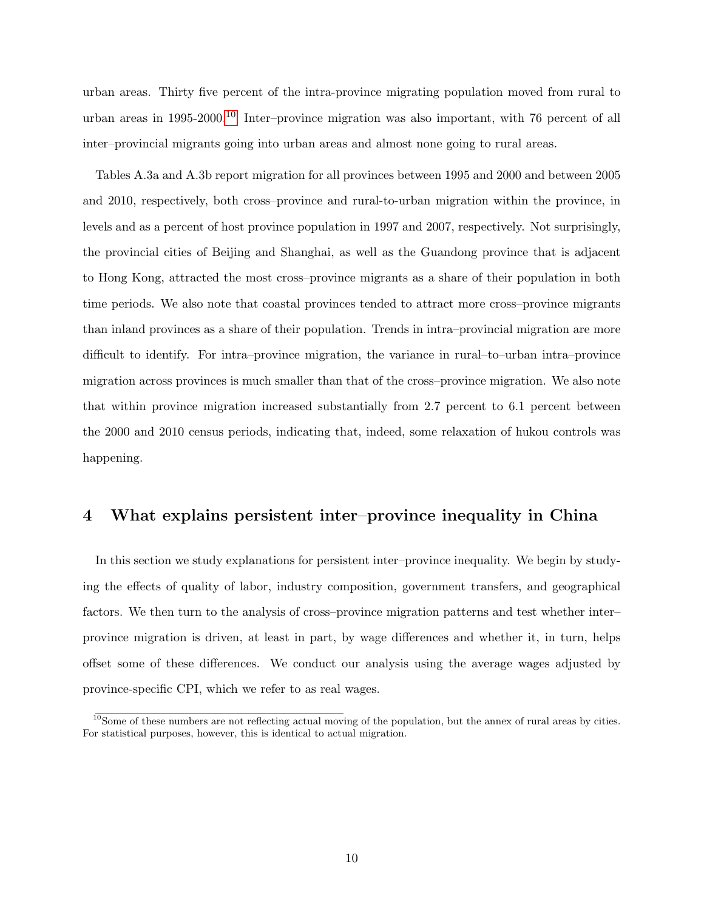urban areas. Thirty five percent of the intra-province migrating population moved from rural to urban areas in 1995-2000.[10] Inter–province migration was also important, with 76 percent of all inter–provincial migrants going into urban areas and almost none going to rural areas.

Tables A.3a and A.3b report migration for all provinces between 1995 and 2000 and between 2005 and 2010, respectively, both cross–province and rural-to-urban migration within the province, in levels and as a percent of host province population in 1997 and 2007, respectively. Not surprisingly, the provincial cities of Beijing and Shanghai, as well as the Guandong province that is adjacent to Hong Kong, attracted the most cross–province migrants as a share of their population in both time periods. We also note that coastal provinces tended to attract more cross–province migrants than inland provinces as a share of their population. Trends in intra–provincial migration are more difficult to identify. For intra–province migration, the variance in rural–to–urban intra–province migration across provinces is much smaller than that of the cross–province migration. We also note that within province migration increased substantially from 2.7 percent to 6.1 percent between the 2000 and 2010 census periods, indicating that, indeed, some relaxation of hukou controls was happening.

## 4 What explains persistent inter–province inequality in China

In this section we study explanations for persistent inter–province inequality. We begin by studying the effects of quality of labor, industry composition, government transfers, and geographical factors. We then turn to the analysis of cross–province migration patterns and test whether inter–province migration is driven, at least in part, by wage differences and whether it, in turn, helps offset some of these differences. We conduct our analysis using the average wages adjusted by province-specific CPI, which we refer to as real wages.

[10] Some of these numbers are not reflecting actual moving of the population, but the annex of rural areas by cities. For statistical purposes, however, this is identical to actual migration.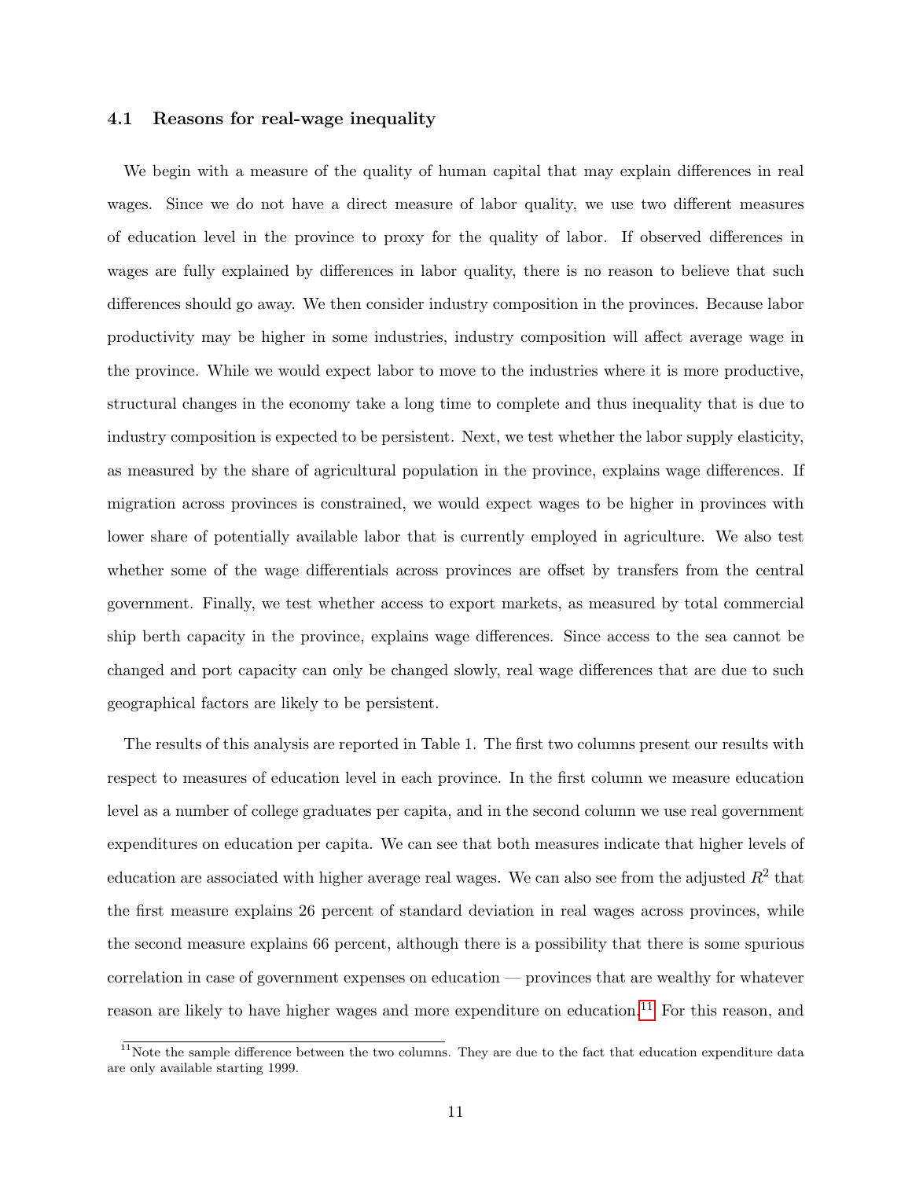### 4.1 Reasons for real-wage inequality

We begin with a measure of the quality of human capital that may explain differences in real wages. Since we do not have a direct measure of labor quality, we use two different measures of education level in the province to proxy for the quality of labor. If observed differences in wages are fully explained by differences in labor quality, there is no reason to believe that such differences should go away. We then consider industry composition in the provinces. Because labor productivity may be higher in some industries, industry composition will affect average wage in the province. While we would expect labor to move to the industries where it is more productive, structural changes in the economy take a long time to complete and thus inequality that is due to industry composition is expected to be persistent. Next, we test whether the labor supply elasticity, as measured by the share of agricultural population in the province, explains wage differences. If migration across provinces is constrained, we would expect wages to be higher in provinces with lower share of potentially available labor that is currently employed in agriculture. We also test whether some of the wage differentials across provinces are offset by transfers from the central government. Finally, we test whether access to export markets, as measured by total commercial ship berth capacity in the province, explains wage differences. Since access to the sea cannot be changed and port capacity can only be changed slowly, real wage differences that are due to such geographical factors are likely to be persistent.

The results of this analysis are reported in Table 1. The first two columns present our results with respect to measures of education level in each province. In the first column we measure education level as a number of college graduates per capita, and in the second column we use real government expenditures on education per capita. We can see that both measures indicate that higher levels of education are associated with higher average real wages. We can also see from the adjusted $R^2$ that the first measure explains 26 percent of standard deviation in real wages across provinces, while the second measure explains 66 percent, although there is a possibility that there is some spurious correlation in case of government expenses on education — provinces that are wealthy for whatever reason are likely to have higher wages and more expenditure on education.[11] For this reason, and

[11] Note the sample difference between the two columns. They are due to the fact that education expenditure data are only available starting 1999.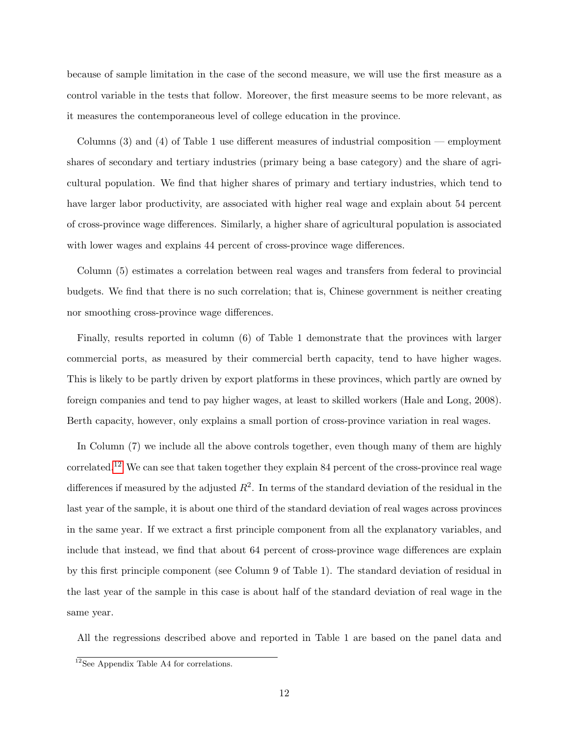because of sample limitation in the case of the second measure, we will use the first measure as a control variable in the tests that follow. Moreover, the first measure seems to be more relevant, as it measures the contemporaneous level of college education in the province.

Columns (3) and (4) of Table 1 use different measures of industrial composition — employment shares of secondary and tertiary industries (primary being a base category) and the share of agricultural population. We find that higher shares of primary and tertiary industries, which tend to have larger labor productivity, are associated with higher real wage and explain about 54 percent of cross-province wage differences. Similarly, a higher share of agricultural population is associated with lower wages and explains 44 percent of cross-province wage differences.

Column (5) estimates a correlation between real wages and transfers from federal to provincial budgets. We find that there is no such correlation; that is, Chinese government is neither creating nor smoothing cross-province wage differences.

Finally, results reported in column (6) of Table 1 demonstrate that the provinces with larger commercial ports, as measured by their commercial berth capacity, tend to have higher wages. This is likely to be partly driven by export platforms in these provinces, which partly are owned by foreign companies and tend to pay higher wages, at least to skilled workers (Hale and Long, 2008). Berth capacity, however, only explains a small portion of cross-province variation in real wages.

In Column (7) we include all the above controls together, even though many of them are highly correlated.[12] We can see that taken together they explain 84 percent of the cross-province real wage differences if measured by the adjusted $R^2$. In terms of the standard deviation of the residual in the last year of the sample, it is about one third of the standard deviation of real wages across provinces in the same year. If we extract a first principle component from all the explanatory variables, and include that instead, we find that about 64 percent of cross-province wage differences are explain by this first principle component (see Column 9 of Table 1). The standard deviation of residual in the last year of the sample in this case is about half of the standard deviation of real wage in the same year.

All the regressions described above and reported in Table 1 are based on the panel data and

[12] See Appendix Table A4 for correlations.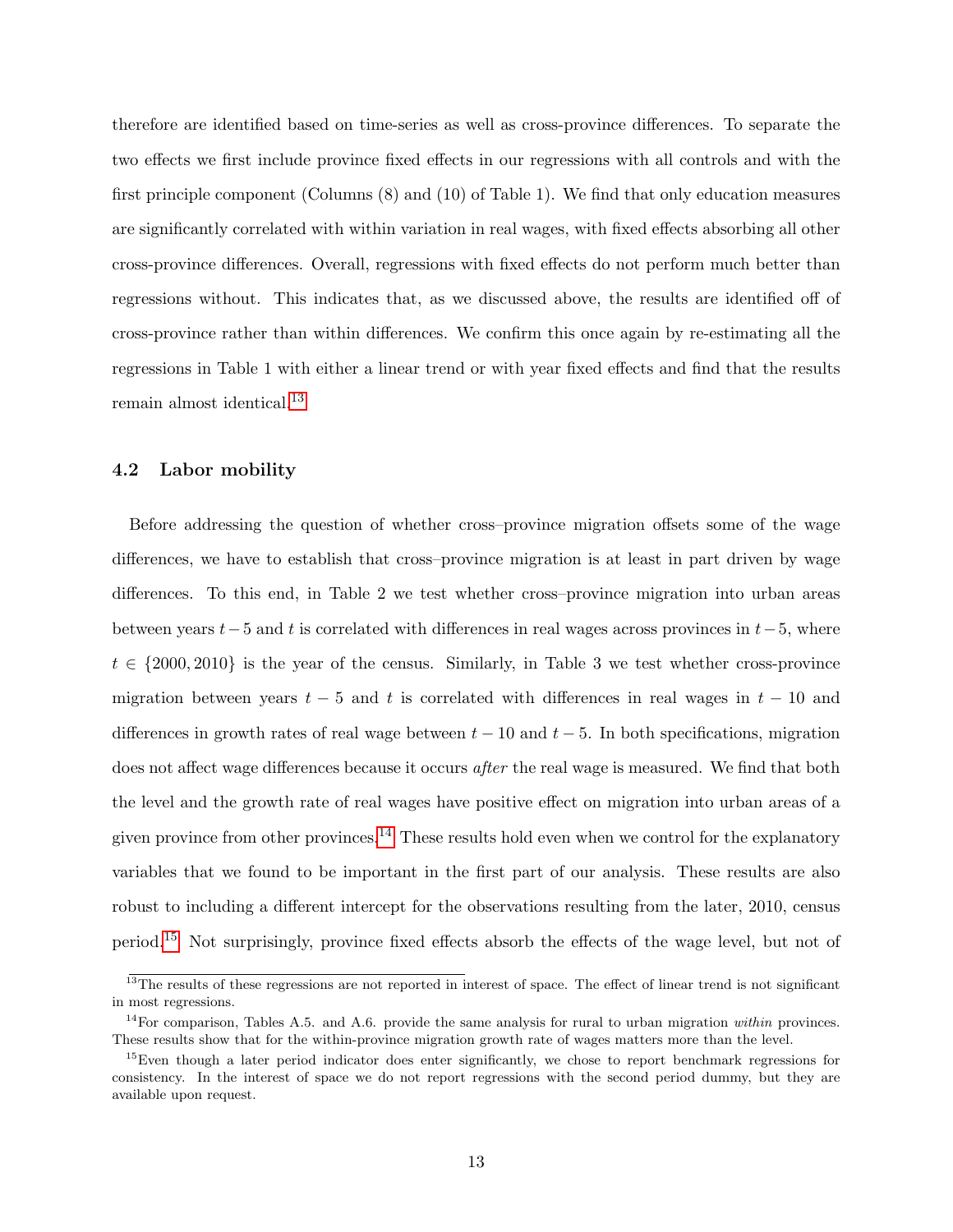therefore are identified based on time-series as well as cross-province differences. To separate the two effects we first include province fixed effects in our regressions with all controls and with the first principle component (Columns (8) and (10) of Table 1). We find that only education measures are significantly correlated with within variation in real wages, with fixed effects absorbing all other cross-province differences. Overall, regressions with fixed effects do not perform much better than regressions without. This indicates that, as we discussed above, the results are identified off of cross-province rather than within differences. We confirm this once again by re-estimating all the regressions in Table 1 with either a linear trend or with year fixed effects and find that the results remain almost identical.[13]

### 4.2 Labor mobility

Before addressing the question of whether cross–province migration offsets some of the wage differences, we have to establish that cross–province migration is at least in part driven by wage differences. To this end, in Table 2 we test whether cross–province migration into urban areas between years $t-5$ and $t$ is correlated with differences in real wages across provinces in $t-5$, where $t \in \{2000, 2010\}$ is the year of the census. Similarly, in Table 3 we test whether cross-province migration between years $t-5$ and $t$ is correlated with differences in real wages in $t-10$ and differences in growth rates of real wage between $t-10$ and $t-5$. In both specifications, migration does not affect wage differences because it occurs *after* the real wage is measured. We find that both the level and the growth rate of real wages have positive effect on migration into urban areas of a given province from other provinces.[14] These results hold even when we control for the explanatory variables that we found to be important in the first part of our analysis. These results are also robust to including a different intercept for the observations resulting from the later, 2010, census period.[15] Not surprisingly, province fixed effects absorb the effects of the wage level, but not of

[13] The results of these regressions are not reported in interest of space. The effect of linear trend is not significant in most regressions.

[14] For comparison, Tables A.5. and A.6. provide the same analysis for rural to urban migration *within* provinces. These results show that for the within-province migration growth rate of wages matters more than the level.

[15] Even though a later period indicator does enter significantly, we chose to report benchmark regressions for consistency. In the interest of space we do not report regressions with the second period dummy, but they are available upon request.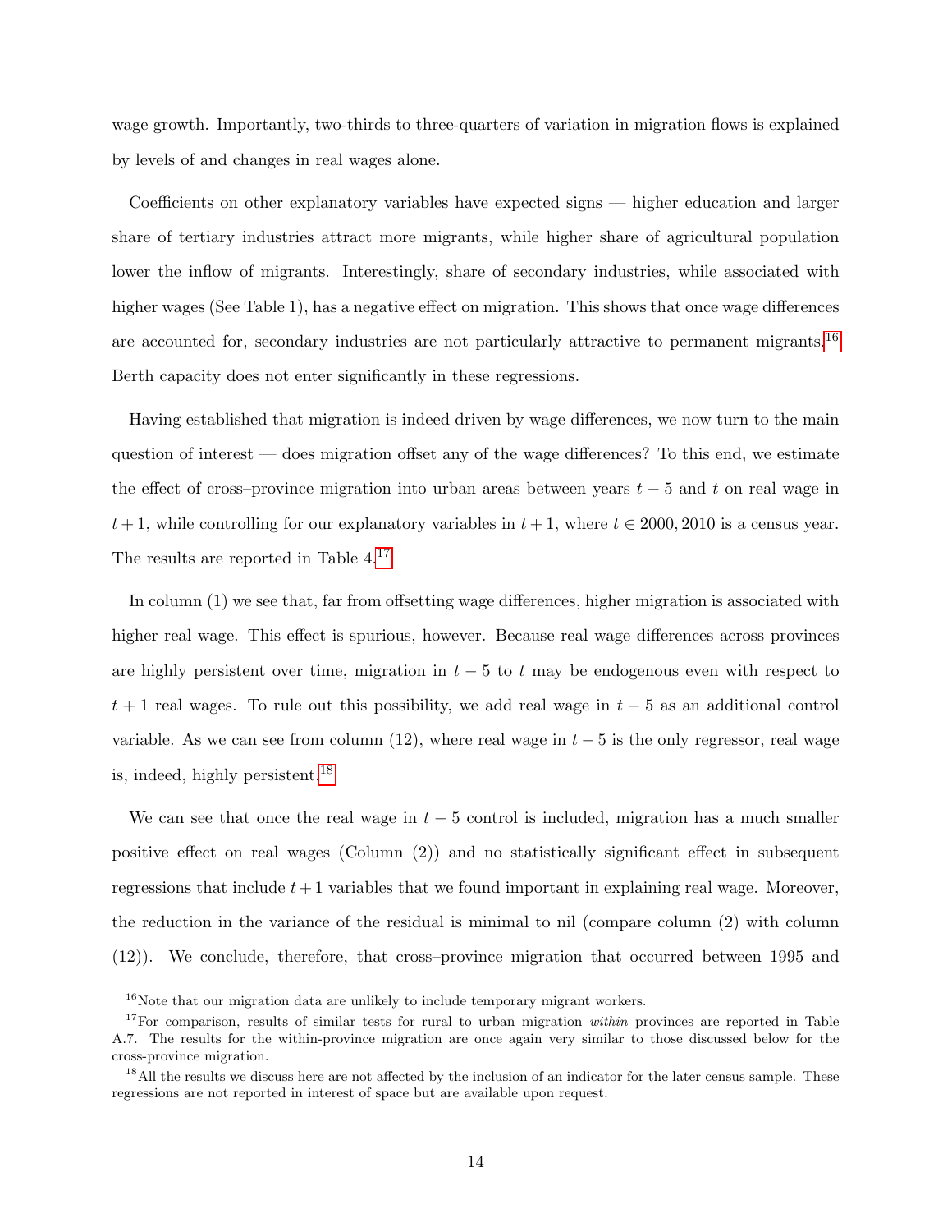wage growth. Importantly, two-thirds to three-quarters of variation in migration flows is explained by levels of and changes in real wages alone.

Coefficients on other explanatory variables have expected signs — higher education and larger share of tertiary industries attract more migrants, while higher share of agricultural population lower the inflow of migrants. Interestingly, share of secondary industries, while associated with higher wages (See Table 1), has a negative effect on migration. This shows that once wage differences are accounted for, secondary industries are not particularly attractive to permanent migrants.[16] Berth capacity does not enter significantly in these regressions.

Having established that migration is indeed driven by wage differences, we now turn to the main question of interest — does migration offset any of the wage differences? To this end, we estimate the effect of cross–province migration into urban areas between years $t-5$ and $t$ on real wage in $t+1$, while controlling for our explanatory variables in $t+1$, where $t \in 2000, 2010$ is a census year. The results are reported in Table 4.[17]

In column (1) we see that, far from offsetting wage differences, higher migration is associated with higher real wage. This effect is spurious, however. Because real wage differences across provinces are highly persistent over time, migration in $t-5$ to $t$ may be endogenous even with respect to $t+1$ real wages. To rule out this possibility, we add real wage in $t-5$ as an additional control variable. As we can see from column (12), where real wage in $t-5$ is the only regressor, real wage is, indeed, highly persistent.[18]

We can see that once the real wage in $t-5$ control is included, migration has a much smaller positive effect on real wages (Column (2)) and no statistically significant effect in subsequent regressions that include $t+1$ variables that we found important in explaining real wage. Moreover, the reduction in the variance of the residual is minimal to nil (compare column (2) with column (12)). We conclude, therefore, that cross–province migration that occurred between 1995 and

[16] Note that our migration data are unlikely to include temporary migrant workers.

[17] For comparison, results of similar tests for rural to urban migration *within* provinces are reported in Table A.7. The results for the within-province migration are once again very similar to those discussed below for the cross-province migration.

[18] All the results we discuss here are not affected by the inclusion of an indicator for the later census sample. These regressions are not reported in interest of space but are available upon request.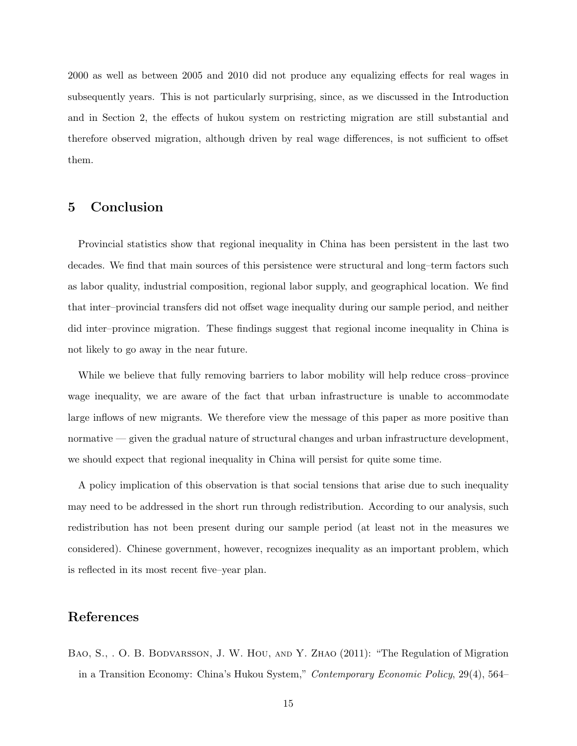2000 as well as between 2005 and 2010 did not produce any equalizing effects for real wages in subsequently years. This is not particularly surprising, since, as we discussed in the Introduction and in Section 2, the effects of hukou system on restricting migration are still substantial and therefore observed migration, although driven by real wage differences, is not sufficient to offset them.

## 5 Conclusion

Provincial statistics show that regional inequality in China has been persistent in the last two decades. We find that main sources of this persistence were structural and long–term factors such as labor quality, industrial composition, regional labor supply, and geographical location. We find that inter–provincial transfers did not offset wage inequality during our sample period, and neither did inter–province migration. These findings suggest that regional income inequality in China is not likely to go away in the near future.

While we believe that fully removing barriers to labor mobility will help reduce cross–province wage inequality, we are aware of the fact that urban infrastructure is unable to accommodate large inflows of new migrants. We therefore view the message of this paper as more positive than normative — given the gradual nature of structural changes and urban infrastructure development, we should expect that regional inequality in China will persist for quite some time.

A policy implication of this observation is that social tensions that arise due to such inequality may need to be addressed in the short run through redistribution. According to our analysis, such redistribution has not been present during our sample period (at least not in the measures we considered). Chinese government, however, recognizes inequality as an important problem, which is reflected in its most recent five–year plan.

## References

Bao, S., . O. B. Bodvarsson, J. W. Hou, and Y. Zhao (2011): "The Regulation of Migration in a Transition Economy: China's Hukou System," *Contemporary Economic Policy*, 29(4), 564–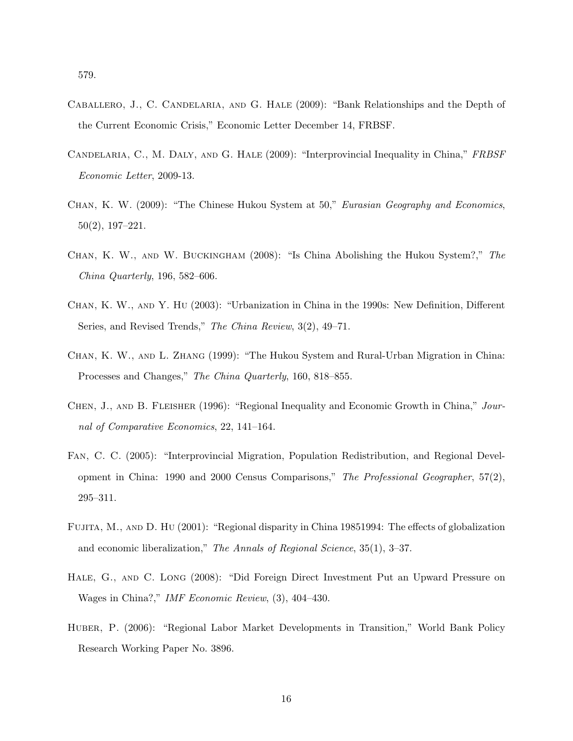579.

Caballero, J., C. Candelaria, and G. Hale (2009): "Bank Relationships and the Depth of the Current Economic Crisis," Economic Letter December 14, FRBSF.

Candelaria, C., M. Daly, and G. Hale (2009): "Interprovincial Inequality in China," *FRBSF Economic Letter*, 2009-13.

Chan, K. W. (2009): "The Chinese Hukou System at 50," *Eurasian Geography and Economics*, 50(2), 197–221.

Chan, K. W., and W. Buckingham (2008): "Is China Abolishing the Hukou System?," *The China Quarterly*, 196, 582–606.

Chan, K. W., and Y. Hu (2003): "Urbanization in China in the 1990s: New Definition, Different Series, and Revised Trends," *The China Review*, 3(2), 49–71.

Chan, K. W., and L. Zhang (1999): "The Hukou System and Rural-Urban Migration in China: Processes and Changes," *The China Quarterly*, 160, 818–855.

Chen, J., and B. Fleisher (1996): "Regional Inequality and Economic Growth in China," *Journal of Comparative Economics*, 22, 141–164.

Fan, C. C. (2005): "Interprovincial Migration, Population Redistribution, and Regional Development in China: 1990 and 2000 Census Comparisons," *The Professional Geographer*, 57(2), 295–311.

Fujita, M., and D. Hu (2001): "Regional disparity in China 19851994: The effects of globalization and economic liberalization," *The Annals of Regional Science*, 35(1), 3–37.

Hale, G., and C. Long (2008): "Did Foreign Direct Investment Put an Upward Pressure on Wages in China?," *IMF Economic Review*, (3), 404–430.

Huber, P. (2006): "Regional Labor Market Developments in Transition," World Bank Policy Research Working Paper No. 3896.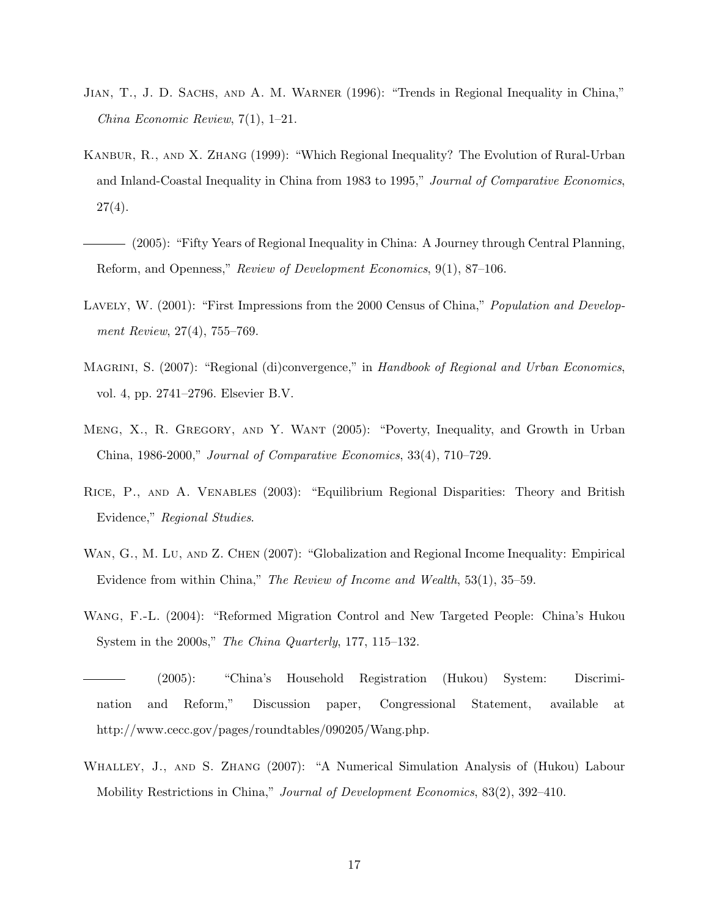Jian, T., J. D. Sachs, and A. M. Warner (1996): "Trends in Regional Inequality in China," *China Economic Review*, 7(1), 1–21.

Kanbur, R., and X. Zhang (1999): "Which Regional Inequality? The Evolution of Rural-Urban and Inland-Coastal Inequality in China from 1983 to 1995," *Journal of Comparative Economics*, 27(4).

——— (2005): "Fifty Years of Regional Inequality in China: A Journey through Central Planning, Reform, and Openness," *Review of Development Economics*, 9(1), 87–106.

Lavely, W. (2001): "First Impressions from the 2000 Census of China," *Population and Development Review*, 27(4), 755–769.

Magrini, S. (2007): "Regional (di)convergence," in *Handbook of Regional and Urban Economics*, vol. 4, pp. 2741–2796. Elsevier B.V.

Meng, X., R. Gregory, and Y. Want (2005): "Poverty, Inequality, and Growth in Urban China, 1986-2000," *Journal of Comparative Economics*, 33(4), 710–729.

Rice, P., and A. Venables (2003): "Equilibrium Regional Disparities: Theory and British Evidence," *Regional Studies*.

Wan, G., M. Lu, and Z. Chen (2007): "Globalization and Regional Income Inequality: Empirical Evidence from within China," *The Review of Income and Wealth*, 53(1), 35–59.

Wang, F.-L. (2004): "Reformed Migration Control and New Targeted People: China's Hukou System in the 2000s," *The China Quarterly*, 177, 115–132.

——— (2005): "China's Household Registration (Hukou) System: Discrimination and Reform," Discussion paper, Congressional Statement, available at http://www.cecc.gov/pages/roundtables/090205/Wang.php.

Whalley, J., and S. Zhang (2007): "A Numerical Simulation Analysis of (Hukou) Labour Mobility Restrictions in China," *Journal of Development Economics*, 83(2), 392–410.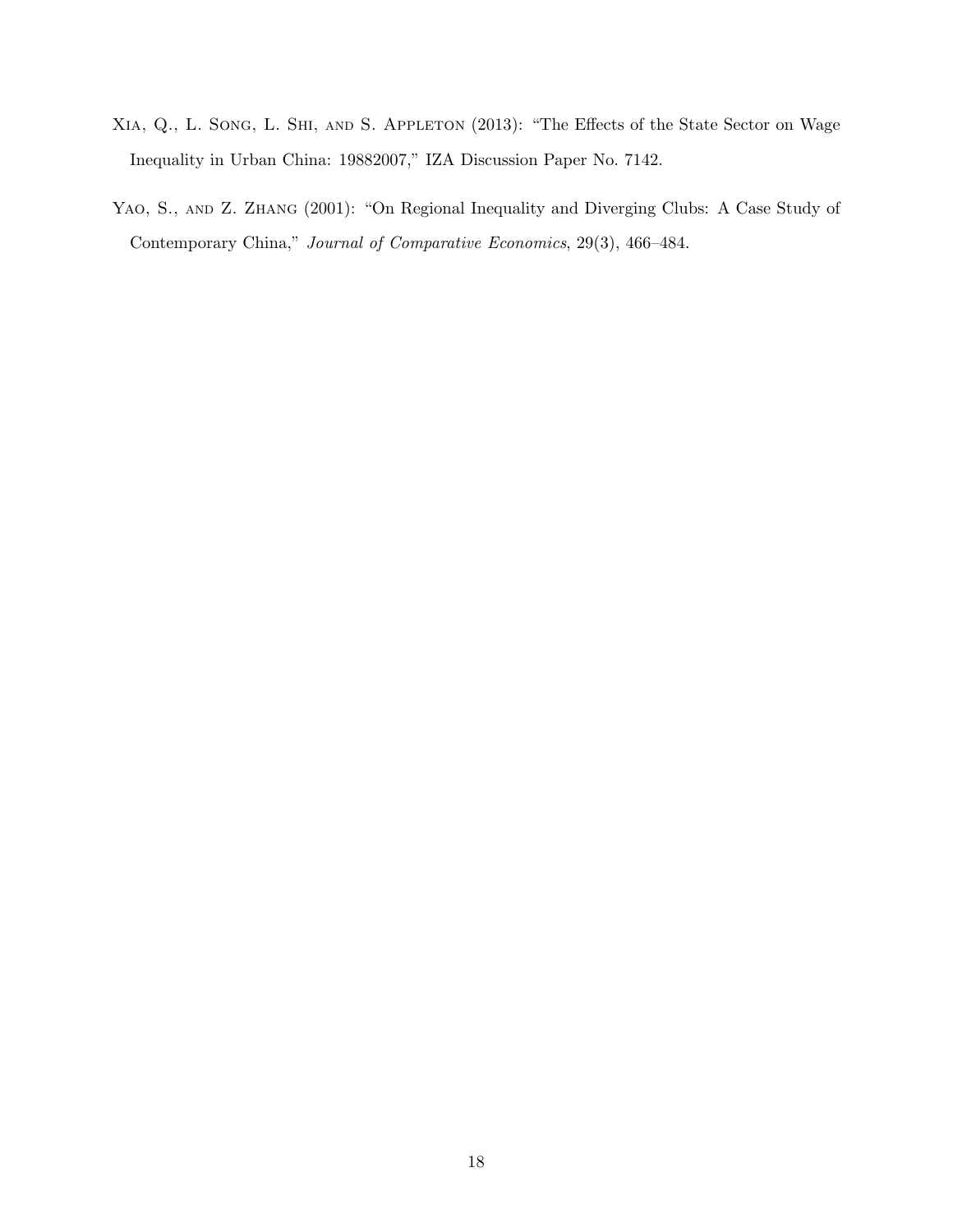Xia, Q., L. Song, L. Shi, and S. Appleton (2013): "The Effects of the State Sector on Wage Inequality in Urban China: 19882007," IZA Discussion Paper No. 7142.

Yao, S., and Z. Zhang (2001): "On Regional Inequality and Diverging Clubs: A Case Study of Contemporary China," *Journal of Comparative Economics*, 29(3), 466–484.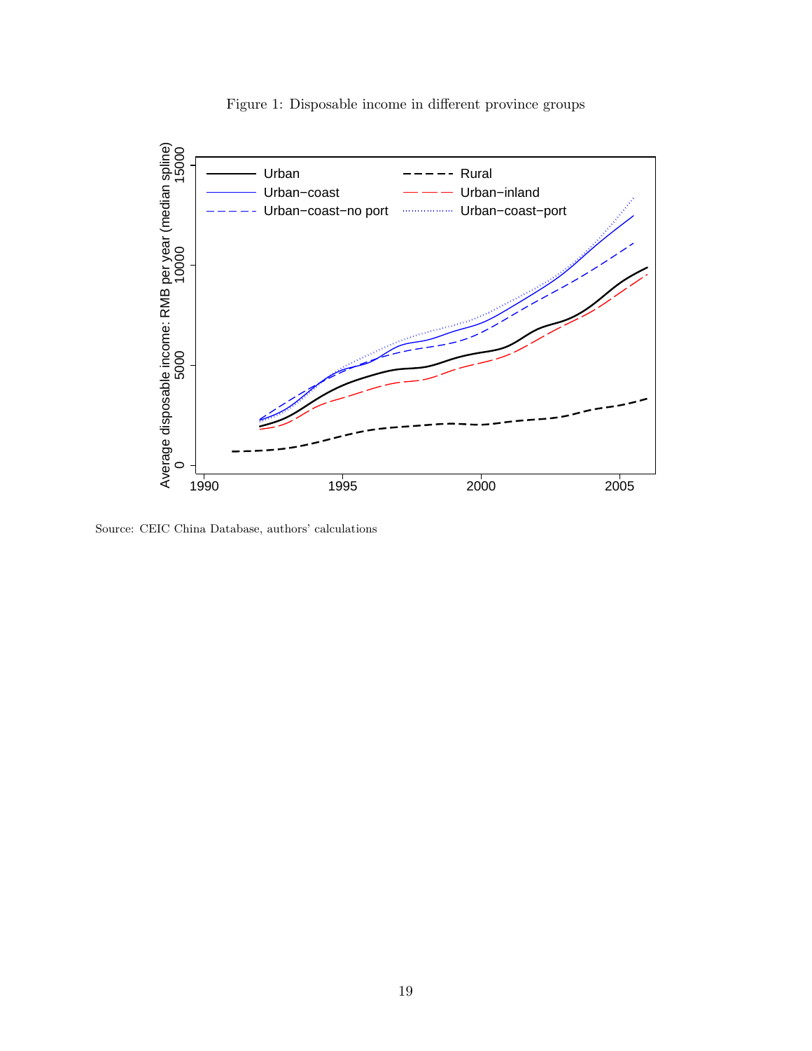Figure 1: Disposable income in different province groups

Source: CEIC China Database, authors' calculations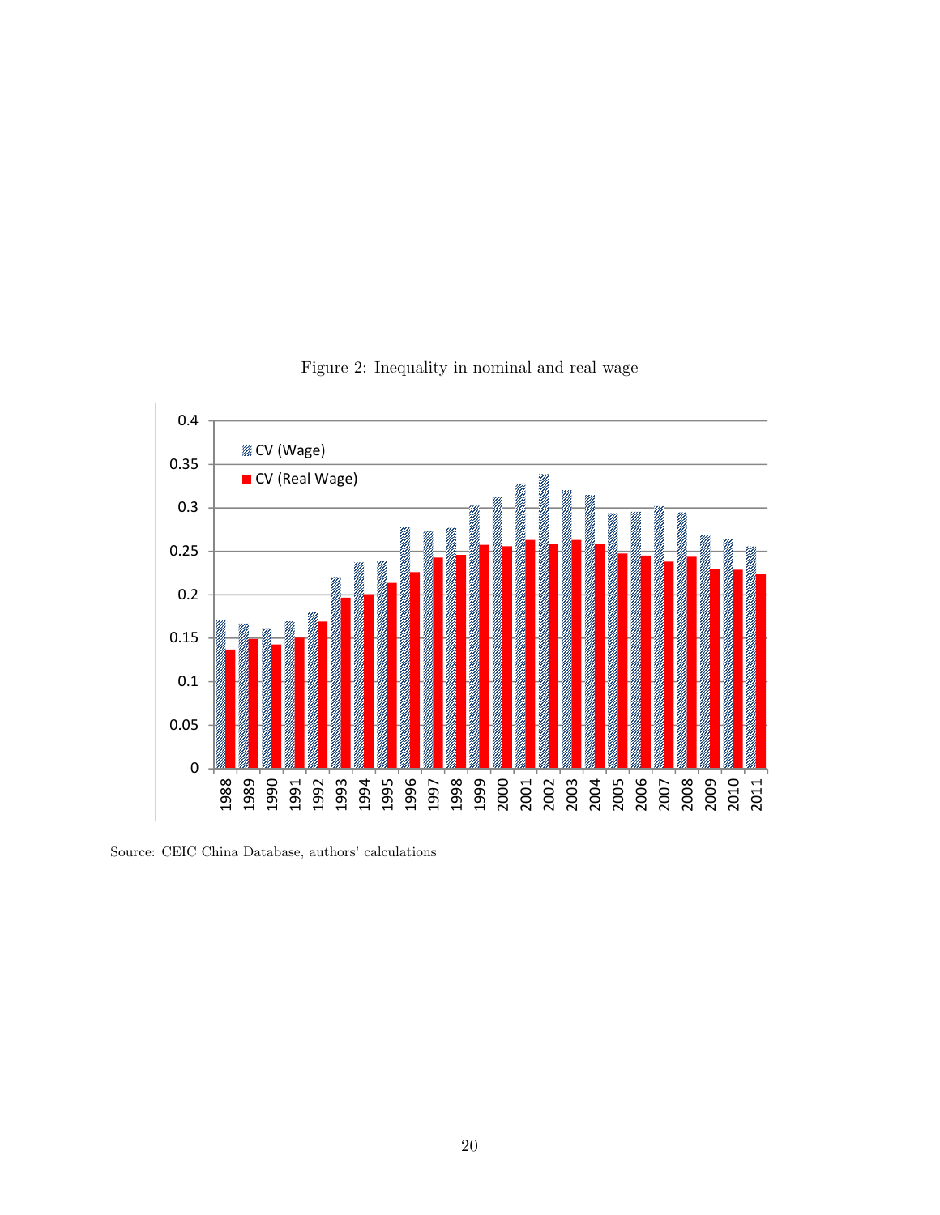Figure 2: Inequality in nominal and real wage

Source: CEIC China Database, authors' calculations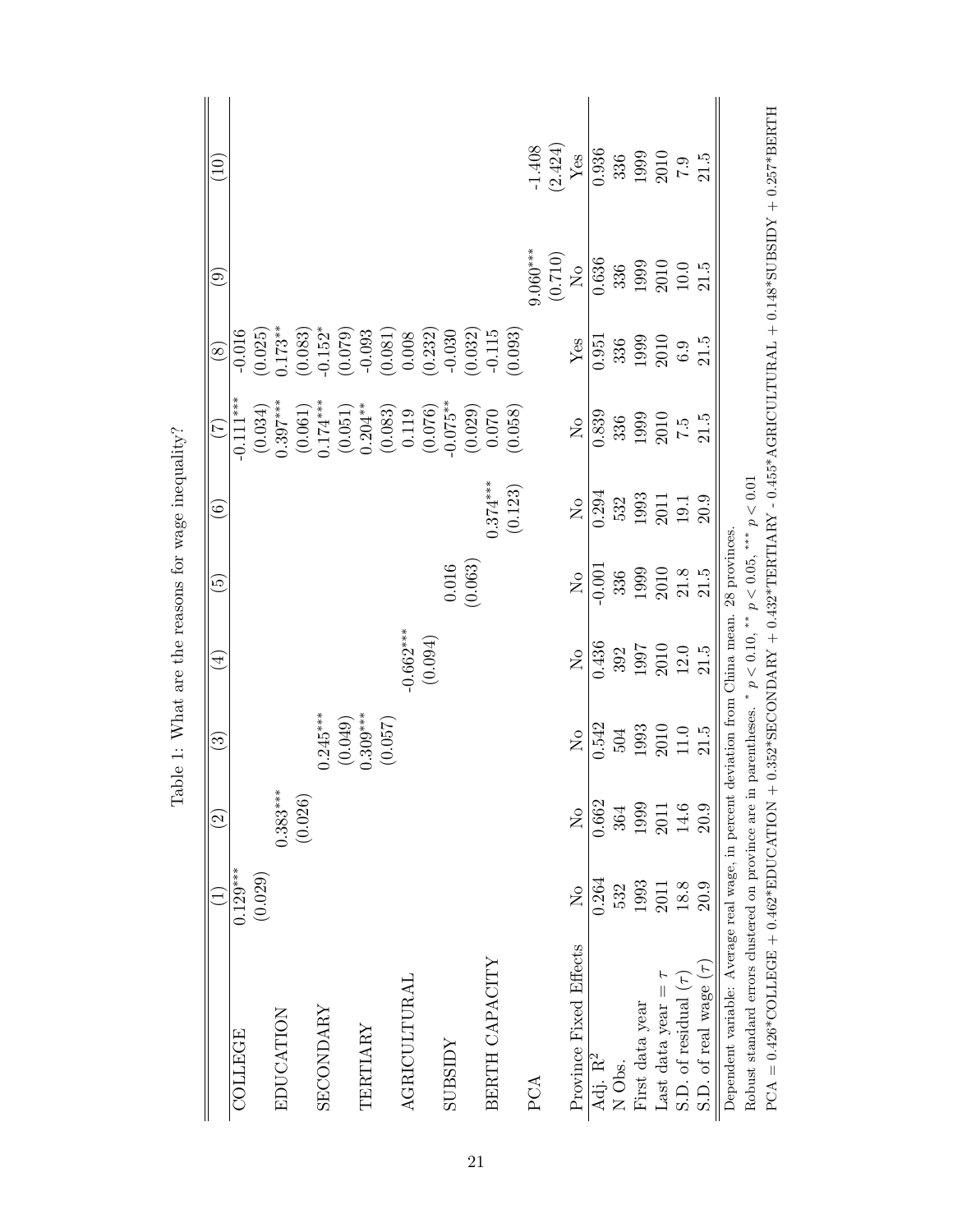Table 1: What are the reasons for wage inequality?

| | (1) | (2) | (3) | (4) | (5) | (6) | (7) | (8) | (9) | (10) |
|---|---|---|---|---|---|---|---|---|---|---|
| COLLEGE | 0.129*** | | | | | | -0.111*** | -0.016 | | |
| | (0.029) | | | | | | (0.034) | (0.025) | | |
| EDUCATION | | 0.383*** | | | | | 0.397*** | 0.173** | | |
| | | (0.026) | | | | | (0.061) | (0.083) | | |
| SECONDARY | | | 0.245*** | | | | 0.174*** | -0.152* | | |
| | | | (0.049) | | | | (0.051) | (0.079) | | |
| TERTIARY | | | 0.309*** | | | | 0.204** | -0.093 | | |
| | | | (0.057) | | | | (0.083) | (0.081) | | |
| AGRICULTURAL | | | | -0.662*** | | | 0.119 | 0.008 | | |
| | | | | (0.094) | | | (0.076) | (0.232) | | |
| SUBSIDY | | | | | 0.016 | | -0.075** | -0.030 | | |
| | | | | | (0.063) | | (0.029) | (0.032) | | |
| BERTH CAPACITY | | | | | | 0.374*** | 0.070 | -0.115 | | |
| | | | | | | (0.123) | (0.058) | (0.093) | | |
| PCA | | | | | | | | | 9.060*** | -1.408 |
| | | | | | | | | | (0.710) | (2.424) |
| Province Fixed Effects | No | No | No | No | No | No | No | Yes | No | Yes |
| Adj. $R^2$ | 0.264 | 0.662 | 0.542 | 0.436 | -0.001 | 0.294 | 0.839 | 0.951 | 0.636 | 0.936 |
| N Obs. | 532 | 364 | 504 | 392 | 336 | 532 | 336 | 336 | 336 | 336 |
| First data year | 1993 | 1999 | 1993 | 1997 | 1999 | 1993 | 1999 | 1999 | 1999 | 1999 |
| Last data year = $\tau$ | 2011 | 2011 | 2010 | 2010 | 2010 | 2011 | 2010 | 2010 | 2010 | 2010 |
| S.D. of residual ($\tau$) | 18.8 | 14.6 | 11.0 | 12.0 | 21.8 | 19.1 | 7.5 | 6.9 | 10.0 | 7.9 |
| S.D. of real wage ($\tau$) | 20.9 | 20.9 | 21.5 | 21.5 | 21.5 | 20.9 | 21.5 | 21.5 | 21.5 | 21.5 |

Dependent variable: Average real wage, in percent deviation from China mean. 28 provinces.

Robust standard errors clustered on province are in parentheses. * $p < 0.10$, ** $p < 0.05$, *** $p < 0.01$

PCA = 0.426*COLLEGE + 0.462*EDUCATION + 0.352*SECONDARY + 0.432*TERTIARY - 0.455*AGRICULTURAL + 0.148*SUBSIDY + 0.257*BERTH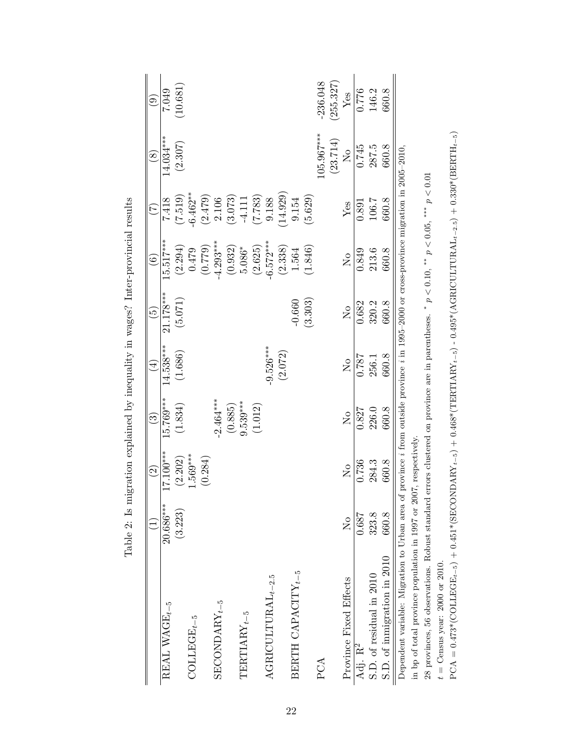Table 2: Is migration explained by inequality in wages? Inter-provincial results

| | (1) | (2) | (3) | (4) | (5) | (6) | (7) | (8) | (9) |
|---|---|---|---|---|---|---|---|---|---|
| REAL WAGE$_{t-5}$ | 20.686*** | 17.100*** | 15.769*** | 14.538*** | 21.178*** | 15.517*** | 7.418 | 14.034*** | 7.049 |
| | (3.223) | (2.202) | (1.834) | (1.686) | (5.071) | (2.294) | (7.519) | (2.307) | (10.681) |
| COLLEGE$_{t-5}$ | | 1.569*** | | | | 0.479 | -6.462** | | |
| | | (0.284) | | | | (0.779) | (2.479) | | |
| SECONDARY$_{t-5}$ | | | -2.464*** | | | -4.293*** | 2.106 | | |
| | | | (0.885) | | | (0.932) | (3.073) | | |
| TERTIARY$_{t-5}$ | | | 9.539*** | | | 5.086* | -4.111 | | |
| | | | (1.012) | | | (2.625) | (7.783) | | |
| AGRICULTURAL$_{t-2.5}$ | | | | -9.526*** | | -6.572*** | 9.188 | | |
| | | | | (2.072) | | (2.338) | (14.929) | | |
| BERTH CAPACITY$_{t-5}$ | | | | | -0.660 | 1.564 | 9.154 | | |
| | | | | | (3.303) | (1.846) | (5.629) | | |
| PCA | | | | | | | | 105.967*** | -236.048 |
| | | | | | | | | (23.714) | (255.327) |
| Province Fixed Effects | No | No | No | No | No | No | Yes | No | Yes |
| Adj. $R^2$ | 0.687 | 0.736 | 0.827 | 0.787 | 0.682 | 0.849 | 0.891 | 0.745 | 0.776 |
| S.D. of residual in 2010 | 323.8 | 284.3 | 226.0 | 256.1 | 320.2 | 213.6 | 106.7 | 287.5 | 146.2 |
| S.D. of immigration in 2010 | 660.8 | 660.8 | 660.8 | 660.8 | 660.8 | 660.8 | 660.8 | 660.8 | 660.8 |

Dependent variable: Migration to Urban area of province $i$ from outside province $i$ in 1995–2000 or cross-province migration in 2005–2010, in bp of total province population in 1997 or 2007, respectively.

28 provinces, 56 observations. Robust standard errors clustered on province are in parentheses. * $p < 0.10$, ** $p < 0.05$, *** $p < 0.01$

$t$ = Census year: 2000 or 2010.

PCA = 0.473*(COLLEGE$_{t-5}$) + 0.451*(SECONDARY$_{t-5}$) + 0.468*(TERTIARY$_{t-5}$) - 0.495*(AGRICULTURAL$_{t-2.5}$) + 0.330*(BERTH$_{t-5}$)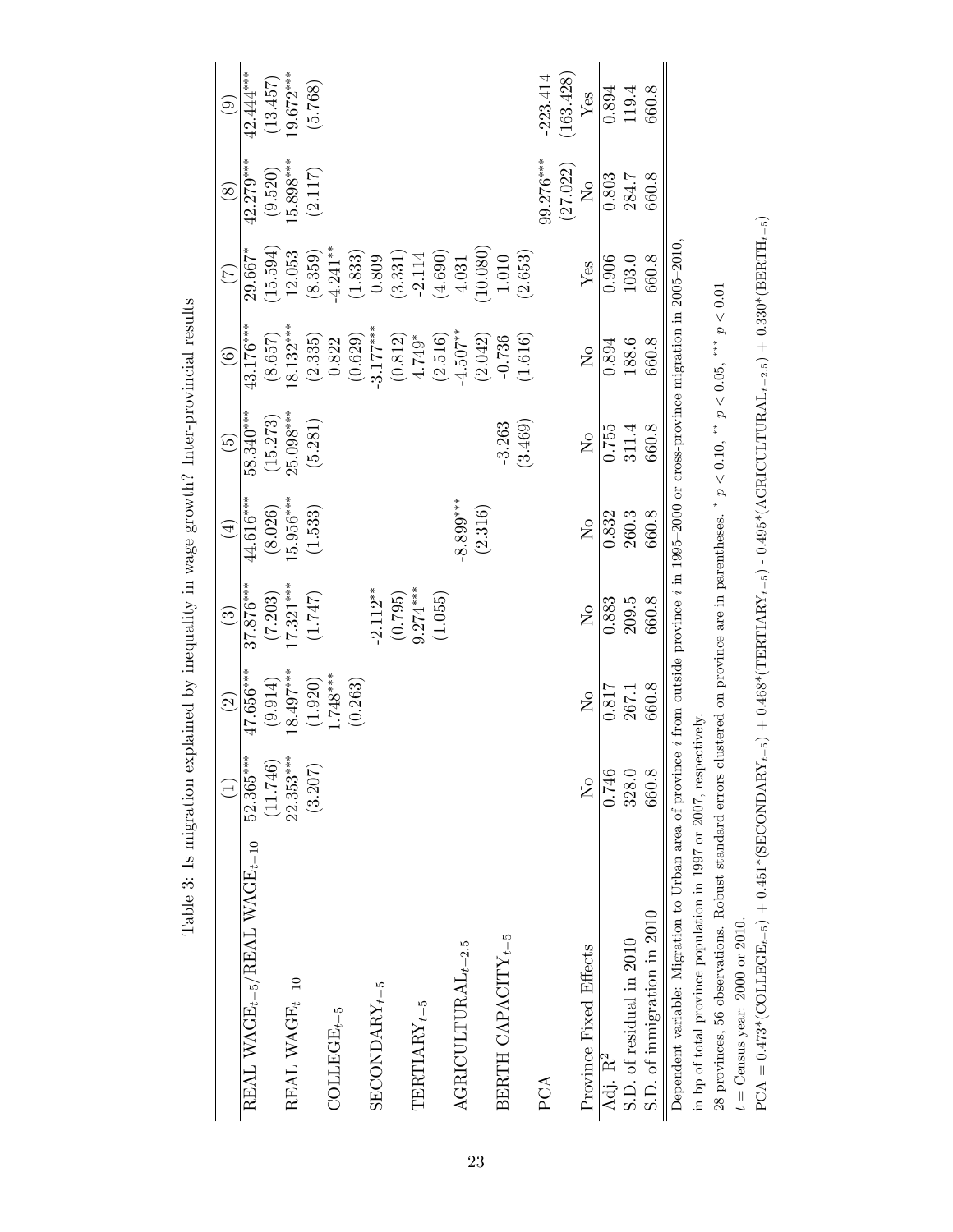Table 3: Is migration explained by inequality in wage growth? Inter-provincial results

| | (1) | (2) | (3) | (4) | (5) | (6) | (7) | (8) | (9) |
|---|---|---|---|---|---|---|---|---|---|
| REAL WAGE$_{t-5}$/REAL WAGE$_{t-10}$ | 52.365*** | 47.656*** | 37.876*** | 44.616*** | 58.340*** | 43.176*** | 29.667* | 42.279*** | 42.444*** |
| | (11.746) | (9.914) | (7.203) | (8.026) | (15.273) | (8.657) | (15.594) | (9.520) | (13.457) |
| REAL WAGE$_{t-10}$ | 22.353*** | 18.497*** | 17.321*** | 15.956*** | 25.098*** | 18.132*** | 12.053 | 15.898*** | 19.672*** |
| | (3.207) | (1.920) | (1.747) | (1.533) | (5.281) | (2.335) | (8.359) | (2.117) | (5.768) |
| COLLEGE$_{t-5}$ | | 1.748*** | | | | 0.822 | -4.241** | | |
| | | (0.263) | | | | (0.629) | (1.833) | | |
| SECONDARY$_{t-5}$ | | | -2.112** | | | -3.177*** | 0.809 | | |
| | | | (0.795) | | | (0.812) | (3.331) | | |
| TERTIARY$_{t-5}$ | | | 9.274*** | | | 4.749* | -2.114 | | |
| | | | (1.055) | | | (2.516) | (4.690) | | |
| AGRICULTURAL$_{t-2.5}$ | | | | -8.899*** | | -4.507** | 4.031 | | |
| | | | | (2.316) | | (2.042) | (10.080) | | |
| BERTH CAPACITY$_{t-5}$ | | | | | -3.263 | -0.736 | 1.010 | | |
| | | | | | (3.469) | (1.616) | (2.653) | | |
| PCA | | | | | | | | 99.276*** | -223.414 |
| | | | | | | | | (27.022) | (163.428) |
| Province Fixed Effects | No | No | No | No | No | No | Yes | No | Yes |
| Adj. $R^2$ | 0.746 | 0.817 | 0.883 | 0.832 | 0.755 | 0.894 | 0.906 | 0.803 | 0.894 |
| S.D. of residual in 2010 | 328.0 | 267.1 | 209.5 | 260.3 | 311.4 | 188.6 | 103.0 | 284.7 | 119.4 |
| S.D. of inmigration in 2010 | 660.8 | 660.8 | 660.8 | 660.8 | 660.8 | 660.8 | 660.8 | 660.8 | 660.8 |

Dependent variable: Migration to Urban area of province $i$ from outside province $i$ in 1995–2000 or cross-province migration in 2005–2010, in bp of total province population in 1997 or 2007, respectively.

28 provinces, 56 observations. Robust standard errors clustered on province are in parentheses. * $p < 0.10$, ** $p < 0.05$, *** $p < 0.01$

$t$ = Census year: 2000 or 2010.

PCA = 0.473*(COLLEGE$_{t-5}$) + 0.451*(SECONDARY$_{t-5}$) + 0.468*(TERTIARY$_{t-5}$) - 0.495*(AGRICULTURAL$_{t-2.5}$) + 0.330*(BERTH$_{t-5}$)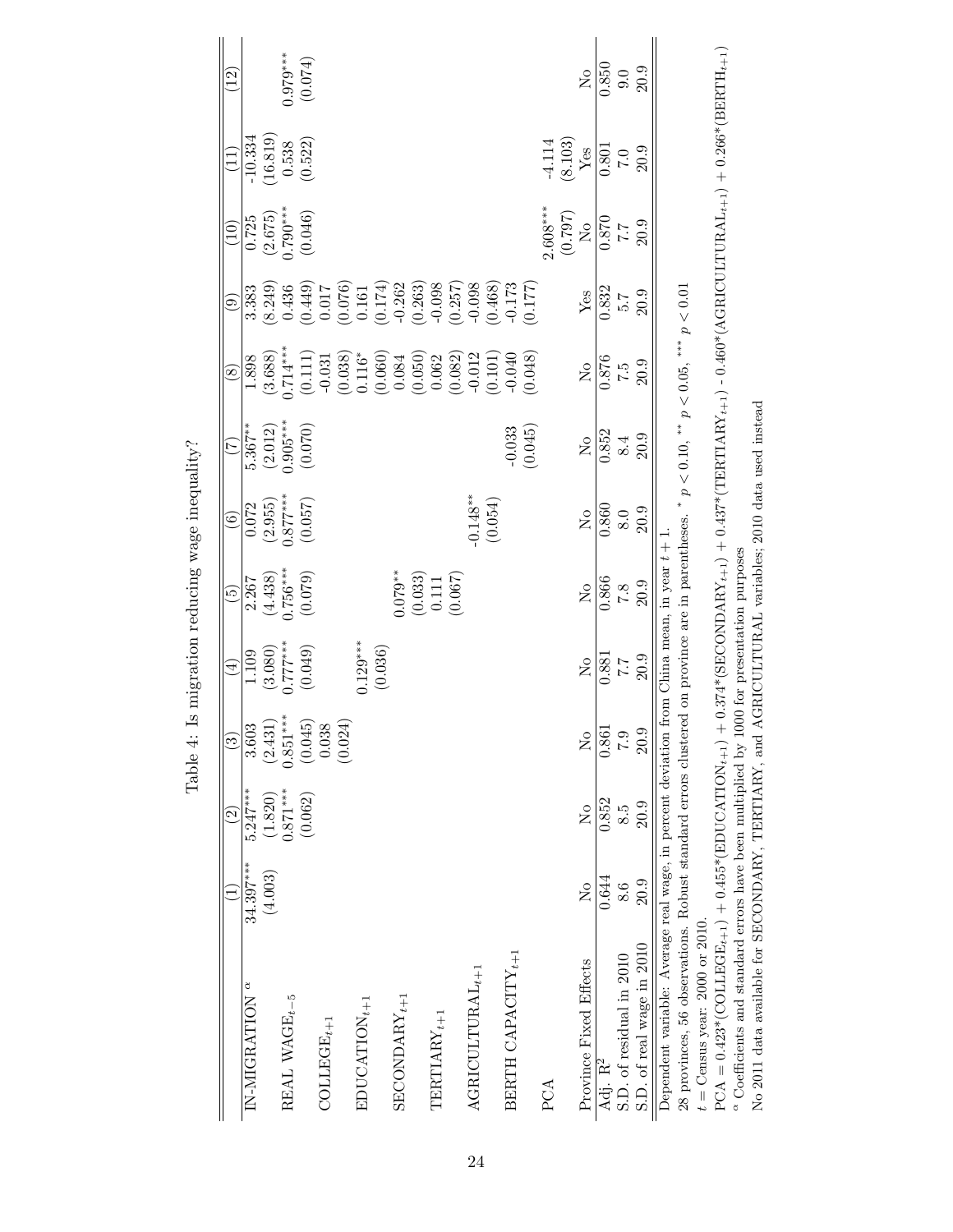Table 4: Is migration reducing wage inequality?

| | (1) | (2) | (3) | (4) | (5) | (6) | (7) | (8) | (9) | (10) | (11) | (12) |
|---|---|---|---|---|---|---|---|---|---|---|---|---|
| IN-MIGRATION $^{\alpha}$ | 34.397*** | 5.247*** | 3.603 | 1.109 | 2.267 | 0.072 | 5.367** | 1.898 | 3.383 | 0.725 | -10.334 | |
| | (4.003) | (1.820) | (2.431) | (3.080) | (4.438) | (2.955) | (2.012) | (3.688) | (8.249) | (2.675) | (16.819) | |
| REAL WAGE$_{t-5}$ | | 0.871*** | 0.851*** | 0.777*** | 0.756*** | 0.877*** | 0.905*** | 0.714*** | 0.436 | 0.790*** | 0.538 | 0.979*** |
| | | (0.062) | (0.045) | (0.049) | (0.079) | (0.057) | (0.070) | (0.111) | (0.449) | (0.046) | (0.522) | (0.074) |
| COLLEGE$_{t+1}$ | | | 0.038 | | | | | -0.031 | 0.017 | | | |
| | | | (0.024) | | | | | (0.038) | (0.076) | | | |
| EDUCATION$_{t+1}$ | | | | 0.129*** | | | | 0.116* | 0.161 | | | |
| | | | | (0.036) | | | | (0.060) | (0.174) | | | |
| SECONDARY$_{t+1}$ | | | | | 0.079** | | | 0.084 | -0.262 | | | |
| | | | | | (0.033) | | | (0.050) | (0.263) | | | |
| TERTIARY$_{t+1}$ | | | | | 0.111 | | | 0.062 | -0.098 | | | |
| | | | | | (0.067) | | | (0.082) | (0.257) | | | |
| AGRICULTURAL$_{t+1}$ | | | | | | -0.148** | | -0.012 | -0.098 | | | |
| | | | | | | (0.054) | | (0.101) | (0.468) | | | |
| BERTH CAPACITY$_{t+1}$ | | | | | | | -0.033 | -0.040 | -0.173 | | | |
| | | | | | | | (0.045) | (0.048) | (0.177) | | | |
| PCA | | | | | | | | | | 2.608*** | -4.114 | |
| | | | | | | | | | | (0.797) | (8.103) | |
| Province Fixed Effects | No | No | No | No | No | No | No | No | Yes | No | Yes | No |
| Adj. $R^2$ | 0.644 | 0.852 | 0.861 | 0.881 | 0.866 | 0.860 | 0.852 | 0.876 | 0.832 | 0.870 | 0.801 | 0.850 |
| S.D. of residual in 2010 | 8.6 | 8.5 | 7.9 | 7.7 | 7.8 | 8.0 | 8.4 | 7.5 | 5.7 | 7.7 | 7.0 | 9.0 |
| S.D. of real wage in 2010 | 20.9 | 20.9 | 20.9 | 20.9 | 20.9 | 20.9 | 20.9 | 20.9 | 20.9 | 20.9 | 20.9 | 20.9 |

Dependent variable: Average real wage, in percent deviation from China mean, in year $t+1$.

28 provinces, 56 observations. Robust standard errors clustered on province are in parentheses. * $p < 0.10$, ** $p < 0.05$, *** $p < 0.01$

$t$ = Census year: 2000 or 2010.

PCA = 0.423*(COLLEGE$_{t+1}$) + 0.455*(EDUCATION$_{t+1}$) + 0.374*(SECONDARY$_{t+1}$) + 0.437*(TERTIARY$_{t+1}$) - 0.460*(AGRICULTURAL$_{t+1}$) + 0.266*(BERTH$_{t+1}$)

$^{\alpha}$ Coefficients and standard errors have been multiplied by 1000 for presentation purposes

No 2011 data available for SECONDARY, TERTIARY, and AGRICULTURAL variables; 2010 data used instead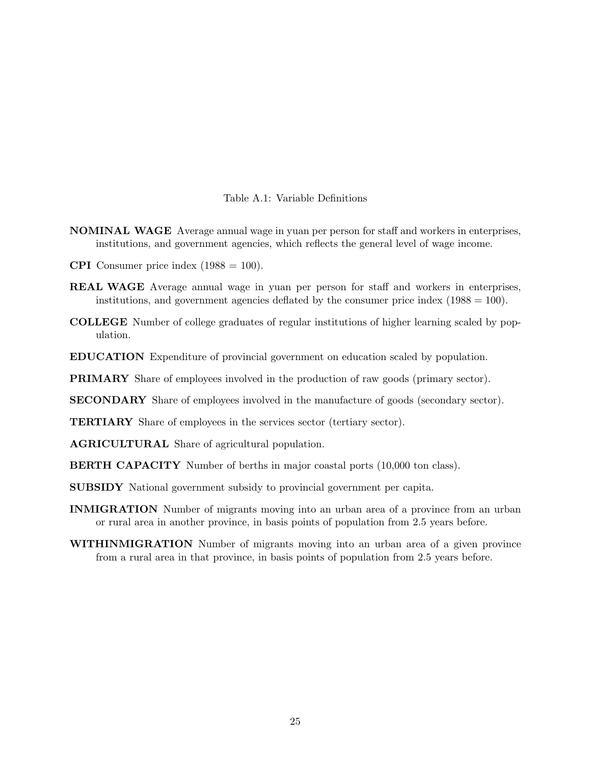Table A.1: Variable Definitions

**NOMINAL WAGE** Average annual wage in yuan per person for staff and workers in enterprises, institutions, and government agencies, which reflects the general level of wage income.

**CPI** Consumer price index (1988 = 100).

**REAL WAGE** Average annual wage in yuan per person for staff and workers in enterprises, institutions, and government agencies deflated by the consumer price index (1988 = 100).

**COLLEGE** Number of college graduates of regular institutions of higher learning scaled by population.

**EDUCATION** Expenditure of provincial government on education scaled by population.

**PRIMARY** Share of employees involved in the production of raw goods (primary sector).

**SECONDARY** Share of employees involved in the manufacture of goods (secondary sector).

**TERTIARY** Share of employees in the services sector (tertiary sector).

**AGRICULTURAL** Share of agricultural population.

**BERTH CAPACITY** Number of berths in major coastal ports (10,000 ton class).

**SUBSIDY** National government subsidy to provincial government per capita.

**INMIGRATION** Number of migrants moving into an urban area of a province from an urban or rural area in another province, in basis points of population from 2.5 years before.

**WITHINMIGRATION** Number of migrants moving into an urban area of a given province from a rural area in that province, in basis points of population from 2.5 years before.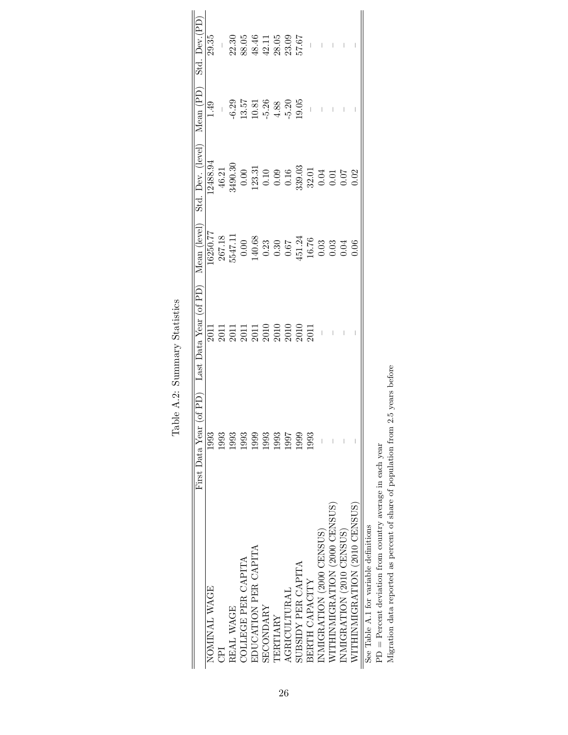Table A.2: Summary Statistics

| | First Data Year (of PD) | Last Data Year (of PD) | Mean (level) | Std. Dev. (level) | Mean (PD) | Std. Dev.(PD) |
|---|---|---|---|---|---|---|
| NOMINAL WAGE | 1993 | 2011 | 16250.77 | 12488.94 | 1.49 | 29.35 |
| CPI | 1993 | 2011 | 267.18 | 46.21 | – | – |
| REAL WAGE | 1993 | 2011 | 5547.11 | 3490.30 | -6.29 | 22.30 |
| COLLEGE PER CAPITA | 1993 | 2011 | 0.00 | 0.00 | 13.57 | 88.05 |
| EDUCATION PER CAPITA | 1999 | 2011 | 140.68 | 123.31 | 10.81 | 48.46 |
| SECONDARY | 1993 | 2010 | 0.23 | 0.10 | -5.26 | 42.11 |
| TERTIARY | 1993 | 2010 | 0.30 | 0.09 | 4.88 | 28.05 |
| AGRICULTURAL | 1997 | 2010 | 0.67 | 0.16 | -5.20 | 23.09 |
| SUBSIDY PER CAPITA | 1999 | 2010 | 451.24 | 339.03 | 19.05 | 57.67 |
| BERTH CAPACITY | 1993 | 2011 | 16.76 | 32.01 | – | – |
| INMIGRATION (2000 CENSUS) | – | – | 0.03 | 0.04 | – | – |
| WITHINMIGRATION (2000 CENSUS) | – | – | 0.03 | 0.01 | – | – |
| INMIGRATION (2010 CENSUS) | – | – | 0.04 | 0.07 | – | – |
| WITHINMIGRATION (2010 CENSUS) | – | – | 0.06 | 0.02 | – | – |

See Table A.1 for variable definitions

PD = Percent deviation from country average in each year

Migration data reported as percent of share of population from 2.5 years before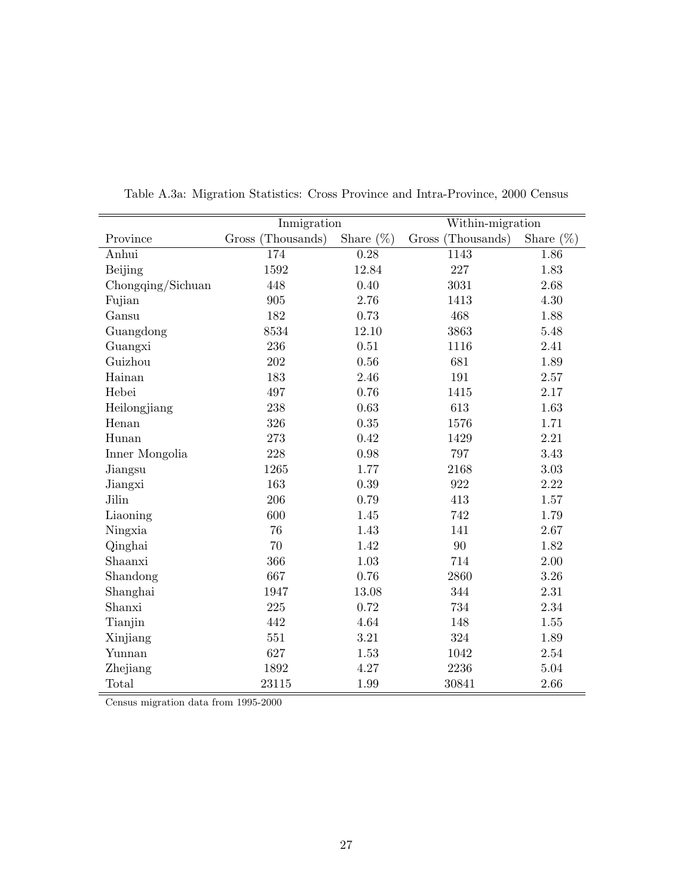Table A.3a: Migration Statistics: Cross Province and Intra-Province, 2000 Census

| | Inmigration | | Within-migration | |
|---|---|---|---|---|
| Province | Gross (Thousands) | Share (%) | Gross (Thousands) | Share (%) |
| Anhui | 174 | 0.28 | 1143 | 1.86 |
| Beijing | 1592 | 12.84 | 227 | 1.83 |
| Chongqing/Sichuan | 448 | 0.40 | 3031 | 2.68 |
| Fujian | 905 | 2.76 | 1413 | 4.30 |
| Gansu | 182 | 0.73 | 468 | 1.88 |
| Guangdong | 8534 | 12.10 | 3863 | 5.48 |
| Guangxi | 236 | 0.51 | 1116 | 2.41 |
| Guizhou | 202 | 0.56 | 681 | 1.89 |
| Hainan | 183 | 2.46 | 191 | 2.57 |
| Hebei | 497 | 0.76 | 1415 | 2.17 |
| Heilongjiang | 238 | 0.63 | 613 | 1.63 |
| Henan | 326 | 0.35 | 1576 | 1.71 |
| Hunan | 273 | 0.42 | 1429 | 2.21 |
| Inner Mongolia | 228 | 0.98 | 797 | 3.43 |
| Jiangsu | 1265 | 1.77 | 2168 | 3.03 |
| Jiangxi | 163 | 0.39 | 922 | 2.22 |
| Jilin | 206 | 0.79 | 413 | 1.57 |
| Liaoning | 600 | 1.45 | 742 | 1.79 |
| Ningxia | 76 | 1.43 | 141 | 2.67 |
| Qinghai | 70 | 1.42 | 90 | 1.82 |
| Shaanxi | 366 | 1.03 | 714 | 2.00 |
| Shandong | 667 | 0.76 | 2860 | 3.26 |
| Shanghai | 1947 | 13.08 | 344 | 2.31 |
| Shanxi | 225 | 0.72 | 734 | 2.34 |
| Tianjin | 442 | 4.64 | 148 | 1.55 |
| Xinjiang | 551 | 3.21 | 324 | 1.89 |
| Yunnan | 627 | 1.53 | 1042 | 2.54 |
| Zhejiang | 1892 | 4.27 | 2236 | 5.04 |
| Total | 23115 | 1.99 | 30841 | 2.66 |

Census migration data from 1995-2000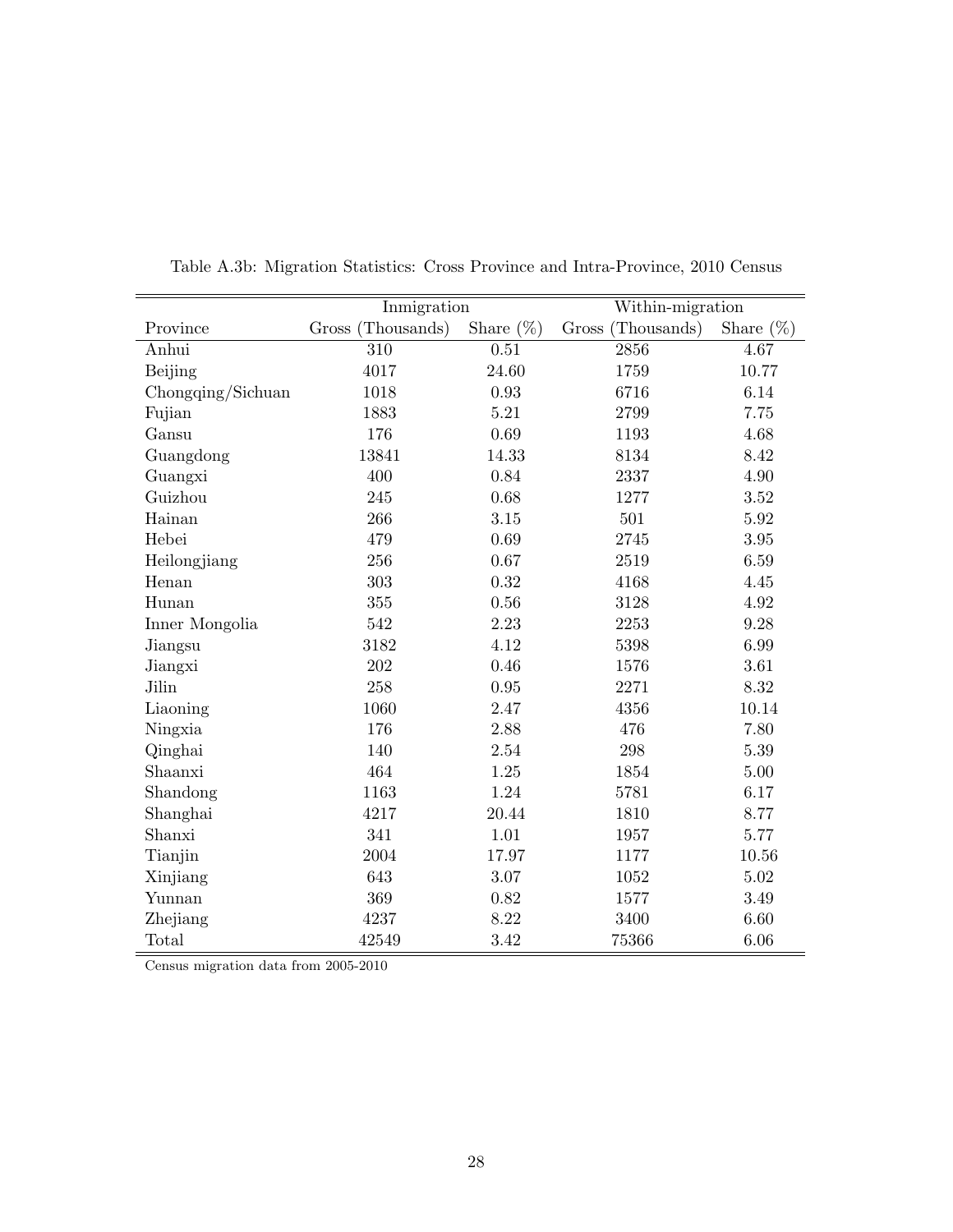Table A.3b: Migration Statistics: Cross Province and Intra-Province, 2010 Census

| | Inmigration | | Within-migration | |
|---|---|---|---|---|
| Province | Gross (Thousands) | Share (%) | Gross (Thousands) | Share (%) |
| Anhui | 310 | 0.51 | 2856 | 4.67 |
| Beijing | 4017 | 24.60 | 1759 | 10.77 |
| Chongqing/Sichuan | 1018 | 0.93 | 6716 | 6.14 |
| Fujian | 1883 | 5.21 | 2799 | 7.75 |
| Gansu | 176 | 0.69 | 1193 | 4.68 |
| Guangdong | 13841 | 14.33 | 8134 | 8.42 |
| Guangxi | 400 | 0.84 | 2337 | 4.90 |
| Guizhou | 245 | 0.68 | 1277 | 3.52 |
| Hainan | 266 | 3.15 | 501 | 5.92 |
| Hebei | 479 | 0.69 | 2745 | 3.95 |
| Heilongjiang | 256 | 0.67 | 2519 | 6.59 |
| Henan | 303 | 0.32 | 4168 | 4.45 |
| Hunan | 355 | 0.56 | 3128 | 4.92 |
| Inner Mongolia | 542 | 2.23 | 2253 | 9.28 |
| Jiangsu | 3182 | 4.12 | 5398 | 6.99 |
| Jiangxi | 202 | 0.46 | 1576 | 3.61 |
| Jilin | 258 | 0.95 | 2271 | 8.32 |
| Liaoning | 1060 | 2.47 | 4356 | 10.14 |
| Ningxia | 176 | 2.88 | 476 | 7.80 |
| Qinghai | 140 | 2.54 | 298 | 5.39 |
| Shaanxi | 464 | 1.25 | 1854 | 5.00 |
| Shandong | 1163 | 1.24 | 5781 | 6.17 |
| Shanghai | 4217 | 20.44 | 1810 | 8.77 |
| Shanxi | 341 | 1.01 | 1957 | 5.77 |
| Tianjin | 2004 | 17.97 | 1177 | 10.56 |
| Xinjiang | 643 | 3.07 | 1052 | 5.02 |
| Yunnan | 369 | 0.82 | 1577 | 3.49 |
| Zhejiang | 4237 | 8.22 | 3400 | 6.60 |
| Total | 42549 | 3.42 | 75366 | 6.06 |

Census migration data from 2005-2010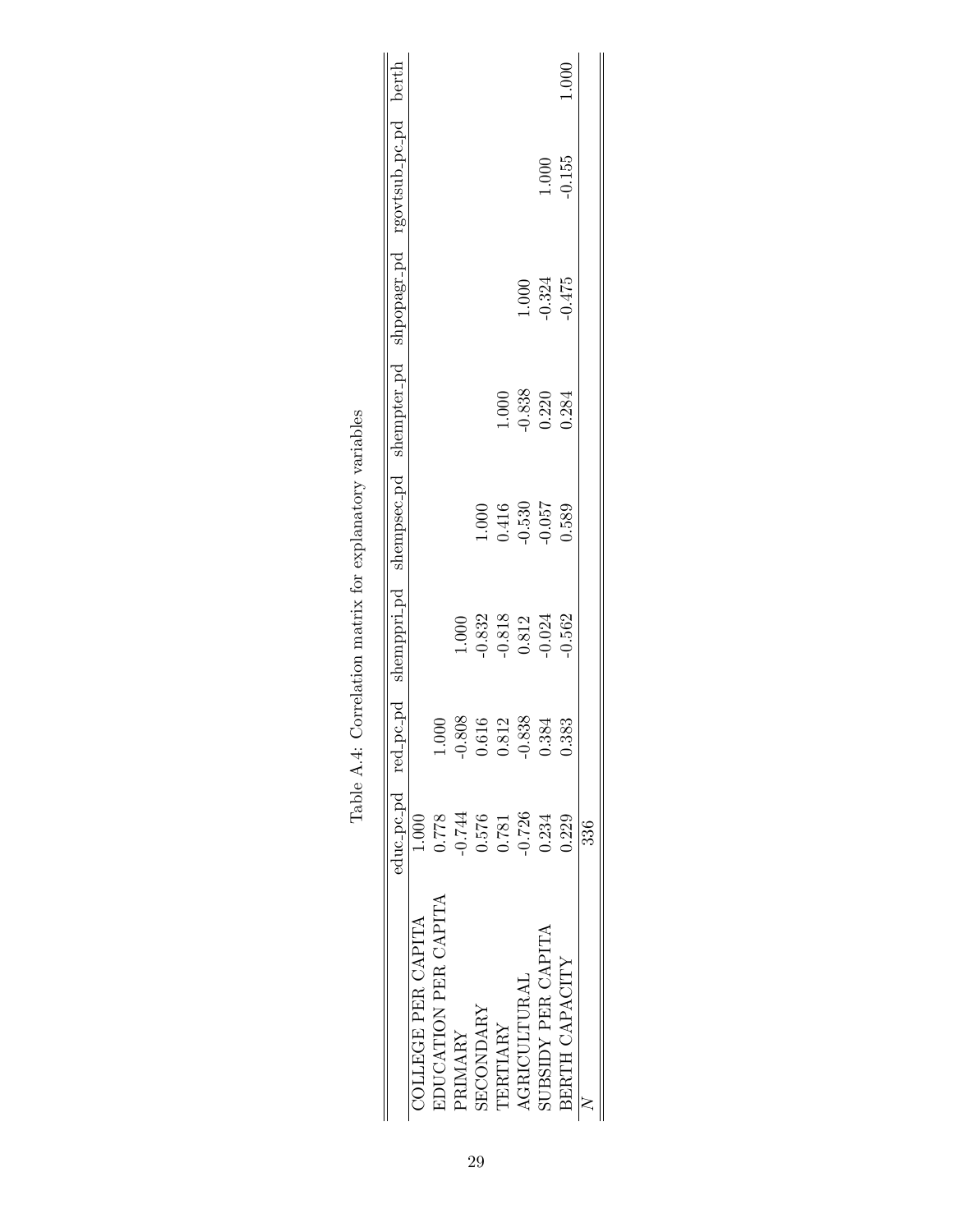Table A.4: Correlation matrix for explanatory variables

| | educ_pc_pd | red_pc_pd | shemppri_pd | shempsec_pd | shempter_pd | shpopagr_pd | rgovtsub_pc_pd | berth |
|---|---|---|---|---|---|---|---|---|
| COLLEGE PER CAPITA | 1.000 | | | | | | | |
| EDUCATION PER CAPITA | 0.778 | 1.000 | | | | | | |
| PRIMARY | -0.744 | -0.808 | 1.000 | | | | | |
| SECONDARY | 0.576 | 0.616 | -0.832 | 1.000 | | | | |
| TERTIARY | 0.781 | 0.812 | -0.818 | 0.416 | 1.000 | | | |
| AGRICULTURAL | -0.726 | -0.838 | 0.812 | -0.530 | -0.838 | 1.000 | | |
| SUBSIDY PER CAPITA | 0.234 | 0.384 | -0.024 | -0.057 | 0.220 | -0.324 | 1.000 | |
| BERTH CAPACITY | 0.229 | 0.383 | -0.562 | 0.589 | 0.284 | -0.475 | -0.155 | 1.000 |
| $N$ | 336 | | | | | | | |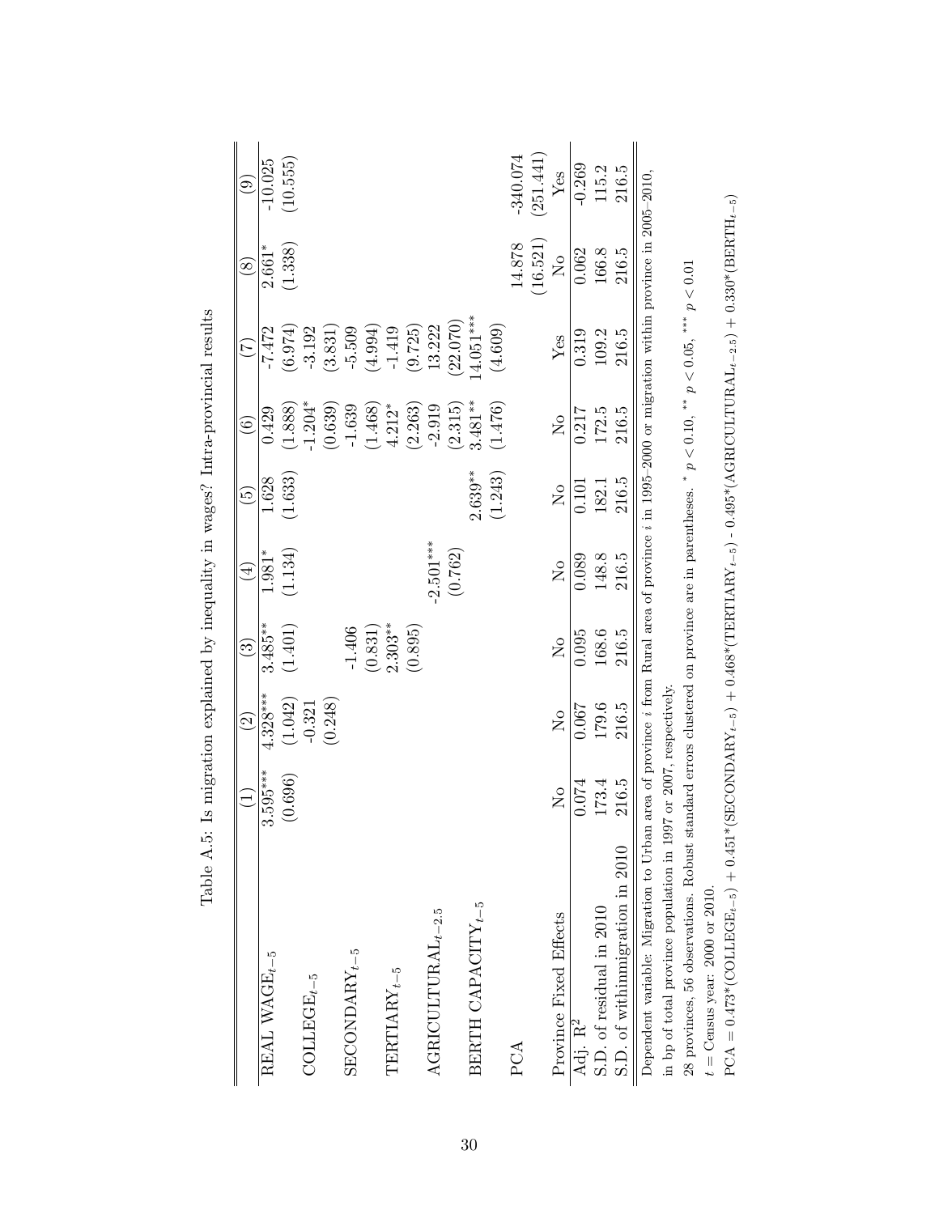Table A.5: Is migration explained by inequality in wages? Intra-provincial results

| | (1) | (2) | (3) | (4) | (5) | (6) | (7) | (8) | (9) |
|---|---|---|---|---|---|---|---|---|---|
| REAL WAGE$_{t-5}$ | 3.595*** | 4.328*** | 3.485** | 1.981* | 1.628 | 0.429 | -7.472 | 2.661* | -10.025 |
| | (0.696) | (1.042) | (1.401) | (1.134) | (1.633) | (1.888) | (6.974) | (1.338) | (10.555) |
| COLLEGE$_{t-5}$ | | -0.321 | | | | -1.204* | -3.192 | | |
| | | (0.248) | | | | (0.639) | (3.831) | | |
| SECONDARY$_{t-5}$ | | | -1.406 | | | -1.639 | -5.509 | | |
| | | | (0.831) | | | (1.468) | (4.994) | | |
| TERTIARY$_{t-5}$ | | | 2.303** | | | 4.212* | -1.419 | | |
| | | | (0.895) | | | (2.263) | (9.725) | | |
| AGRICULTURAL$_{t-2.5}$ | | | | -2.501*** | | -2.919 | 13.222 | | |
| | | | | (0.762) | | (2.315) | (22.070) | | |
| BERTH CAPACITY$_{t-5}$ | | | | | 2.639** | 3.481** | 14.051*** | | |
| | | | | | (1.243) | (1.476) | (4.609) | | |
| PCA | | | | | | | | 14.878 | -340.074 |
| | | | | | | | | (16.521) | (251.441) |
| Province Fixed Effects | No | No | No | No | No | No | Yes | No | Yes |
| Adj. $R^2$ | 0.074 | 0.067 | 0.095 | 0.089 | 0.101 | 0.217 | 0.319 | 0.062 | -0.269 |
| S.D. of residual in 2010 | 173.4 | 179.6 | 168.6 | 148.8 | 182.1 | 172.5 | 109.2 | 166.8 | 115.2 |
| S.D. of withinmigration in 2010 | 216.5 | 216.5 | 216.5 | 216.5 | 216.5 | 216.5 | 216.5 | 216.5 | 216.5 |

Dependent variable: Migration to Urban area of province $i$ from Rural area of province $i$ in 1995–2000 or migration within province in 2005–2010, in bp of total province population in 1997 or 2007, respectively.

28 provinces, 56 observations. Robust standard errors clustered on province are in parentheses. * $p < 0.10$, ** $p < 0.05$, *** $p < 0.01$

$t$ = Census year: 2000 or 2010.

PCA = 0.473*(COLLEGE$_{t-5}$) + 0.451*(SECONDARY$_{t-5}$) + 0.468*(TERTIARY$_{t-5}$) - 0.495*(AGRICULTURAL$_{t-2.5}$) + 0.330*(BERTH$_{t-5}$)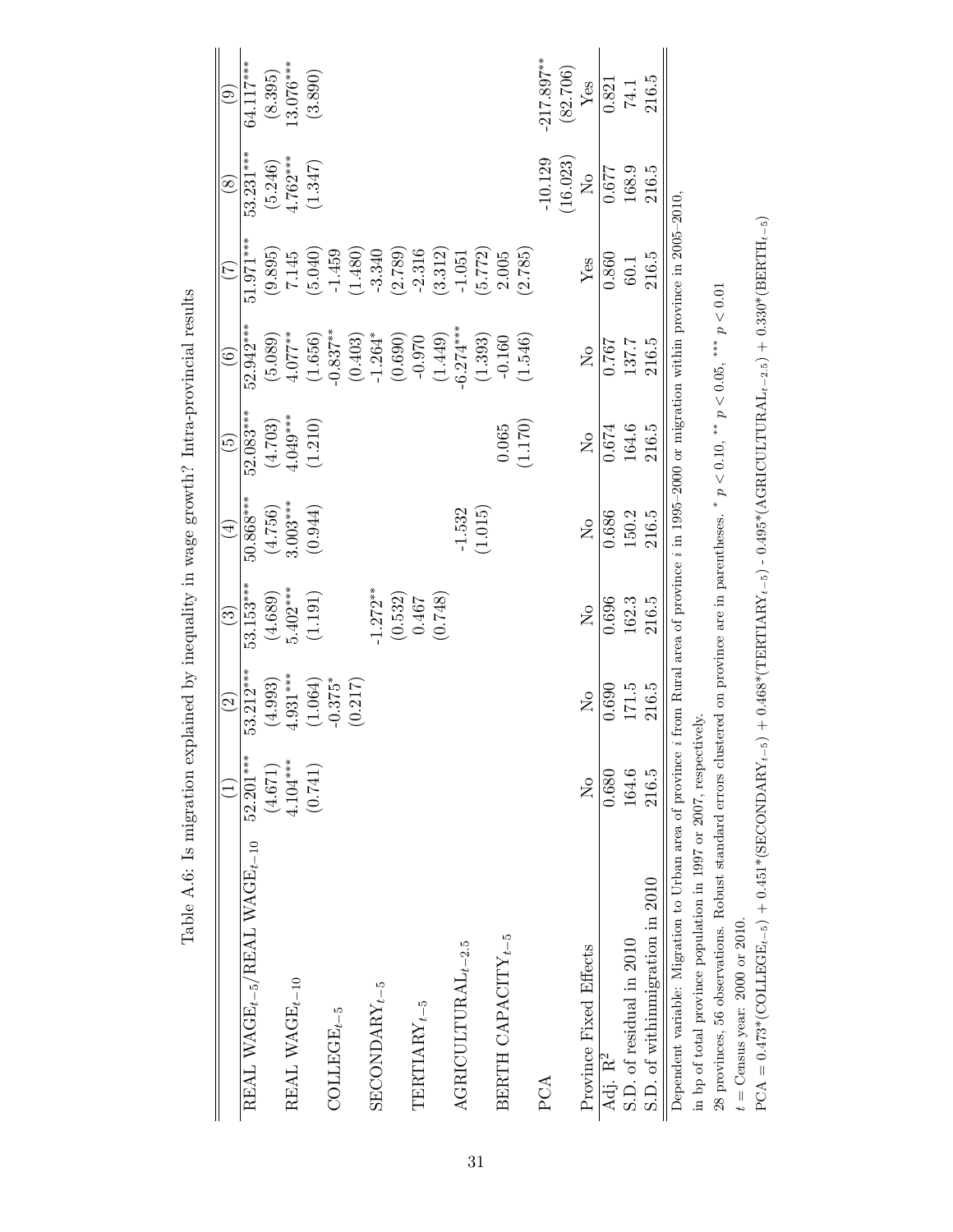Table A.6: Is migration explained by inequality in wage growth? Intra-provincial results

| | (1) | (2) | (3) | (4) | (5) | (6) | (7) | (8) | (9) |
|---|---|---|---|---|---|---|---|---|---|
| REAL WAGE$_{t-5}$/REAL WAGE$_{t-10}$ | 52.201*** | 53.212*** | 53.153*** | 50.868*** | 52.083*** | 52.942*** | 51.971*** | 53.231*** | 64.117*** |
| | (4.671) | (4.993) | (4.689) | (4.756) | (4.703) | (5.089) | (9.895) | (5.246) | (8.395) |
| REAL WAGE$_{t-10}$ | 4.104*** | 4.931*** | 5.402*** | 3.003*** | 4.049*** | 4.077** | 7.145 | 4.762*** | 13.076*** |
| | (0.741) | (1.064) | (1.191) | (0.944) | (1.210) | (1.656) | (5.040) | (1.347) | (3.890) |
| COLLEGE$_{t-5}$ | | -0.375* | | | | -0.837** | -1.459 | | |
| | | (0.217) | | | | (0.403) | (1.480) | | |
| SECONDARY$_{t-5}$ | | | -1.272** | | | -1.264* | -3.340 | | |
| | | | (0.532) | | | (0.690) | (2.789) | | |
| TERTIARY$_{t-5}$ | | | 0.467 | | | -0.970 | -2.316 | | |
| | | | (0.748) | | | (1.449) | (3.312) | | |
| AGRICULTURAL$_{t-2.5}$ | | | | -1.532 | | -6.274*** | -1.051 | | |
| | | | | (1.015) | | (1.393) | (5.772) | | |
| BERTH CAPACITY$_{t-5}$ | | | | | 0.065 | -0.160 | 2.005 | | |
| | | | | | (1.170) | (1.546) | (2.785) | | |
| PCA | | | | | | | | -10.129 | -217.897** |
| | | | | | | | | (16.023) | (82.706) |
| Province Fixed Effects | No | No | No | No | No | No | Yes | No | Yes |
| Adj. $R^2$ | 0.680 | 0.690 | 0.696 | 0.686 | 0.674 | 0.767 | 0.860 | 0.677 | 0.821 |
| S.D. of residual in 2010 | 164.6 | 171.5 | 162.3 | 150.2 | 164.6 | 137.7 | 60.1 | 168.9 | 74.1 |
| S.D. of withinmigration in 2010 | 216.5 | 216.5 | 216.5 | 216.5 | 216.5 | 216.5 | 216.5 | 216.5 | 216.5 |

Dependent variable: Migration to Urban area of province $i$ from Rural area of province $i$ in 1995–2000 or migration within province in 2005–2010, in bp of total province population in 1997 or 2007, respectively.

28 provinces, 56 observations. Robust standard errors clustered on province are in parentheses. * $p < 0.10$, ** $p < 0.05$, *** $p < 0.01$

$t$ = Census year: 2000 or 2010.

PCA = 0.473*(COLLEGE$_{t-5}$) + 0.451*(SECONDARY$_{t-5}$) + 0.468*(TERTIARY$_{t-5}$) - 0.495*(AGRICULTURAL$_{t-2.5}$) + 0.330*(BERTH$_{t-5}$)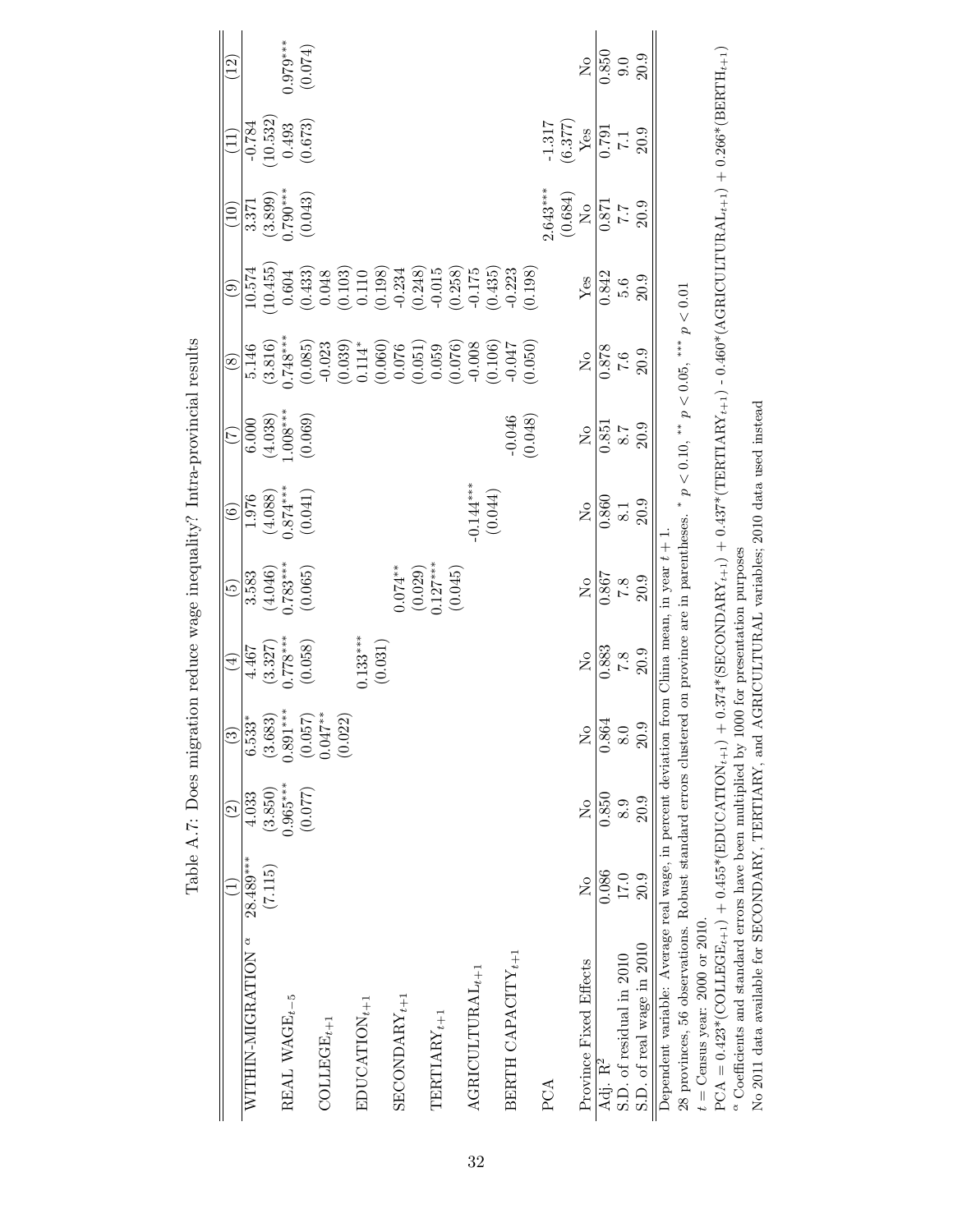Table A.7: Does migration reduce wage inequality? Intra-provincial results

| | (1) | (2) | (3) | (4) | (5) | (6) | (7) | (8) | (9) | (10) | (11) | (12) |
|---|---|---|---|---|---|---|---|---|---|---|---|---|
| WITHIN-MIGRATION $^{\alpha}$ | 28.489*** | 4.033 | 6.533* | 4.467 | 3.583 | 1.976 | 6.000 | 5.146 | 10.574 | 3.371 | -0.784 | |
| | (7.115) | (3.850) | (3.683) | (3.327) | (4.046) | (4.088) | (4.038) | (3.816) | (10.455) | (3.899) | (10.532) | |
| REAL WAGE$_{t-5}$ | | 0.965*** | 0.891*** | 0.778*** | 0.783*** | 0.874*** | 1.008*** | 0.748*** | 0.604 | 0.790*** | 0.493 | 0.979*** |
| | | (0.077) | (0.057) | (0.058) | (0.065) | (0.041) | (0.069) | (0.085) | (0.433) | (0.043) | (0.673) | (0.074) |
| COLLEGE$_{t+1}$ | | | 0.047** | | | | | -0.023 | 0.048 | | | |
| | | | (0.022) | | | | | (0.039) | (0.103) | | | |
| EDUCATION$_{t+1}$ | | | | 0.133*** | | | | 0.114* | 0.110 | | | |
| | | | | (0.031) | | | | (0.060) | (0.198) | | | |
| SECONDARY$_{t+1}$ | | | | | 0.074** | | | 0.076 | -0.234 | | | |
| | | | | | (0.029) | | | (0.051) | (0.248) | | | |
| TERTIARY$_{t+1}$ | | | | | 0.127*** | | | 0.059 | -0.015 | | | |
| | | | | | (0.045) | | | (0.076) | (0.258) | | | |
| AGRICULTURAL$_{t+1}$ | | | | | | -0.144*** | | -0.008 | -0.175 | | | |
| | | | | | | (0.044) | | (0.106) | (0.435) | | | |
| BERTH CAPACITY$_{t+1}$ | | | | | | | -0.046 | -0.047 | -0.223 | | | |
| | | | | | | | (0.048) | (0.050) | (0.198) | | | |
| PCA | | | | | | | | | | 2.643*** | -1.317 | |
| | | | | | | | | | | (0.684) | (6.377) | |
| Province Fixed Effects | No | No | No | No | No | No | No | No | Yes | No | Yes | No |
| Adj. R$^2$ | 0.086 | 0.850 | 0.864 | 0.883 | 0.867 | 0.860 | 0.851 | 0.878 | 0.842 | 0.871 | 0.791 | 0.850 |
| S.D. of residual in 2010 | 17.0 | 8.9 | 8.0 | 7.8 | 7.8 | 8.1 | 8.7 | 7.6 | 5.6 | 7.7 | 7.1 | 9.0 |
| S.D. of real wage in 2010 | 20.9 | 20.9 | 20.9 | 20.9 | 20.9 | 20.9 | 20.9 | 20.9 | 20.9 | 20.9 | 20.9 | 20.9 |

Dependent variable: Average real wage, in percent deviation from China mean, in year $t+1$.

28 provinces, 56 observations. Robust standard errors clustered on province are in parentheses. * $p < 0.10$, ** $p < 0.05$, *** $p < 0.01$

$t$ = Census year: 2000 or 2010.

PCA = 0.423*(COLLEGE$_{t+1}$) + 0.455*(EDUCATION$_{t+1}$) + 0.374*(SECONDARY$_{t+1}$) + 0.437*(TERTIARY$_{t+1}$) - 0.460*(AGRICULTURAL$_{t+1}$) + 0.266*(BERTH$_{t+1}$)

$^{\alpha}$ Coefficients and standard errors have been multiplied by 1000 for presentation purposes

No 2011 data available for SECONDARY, TERTIARY, and AGRICULTURAL variables; 2010 data used instead